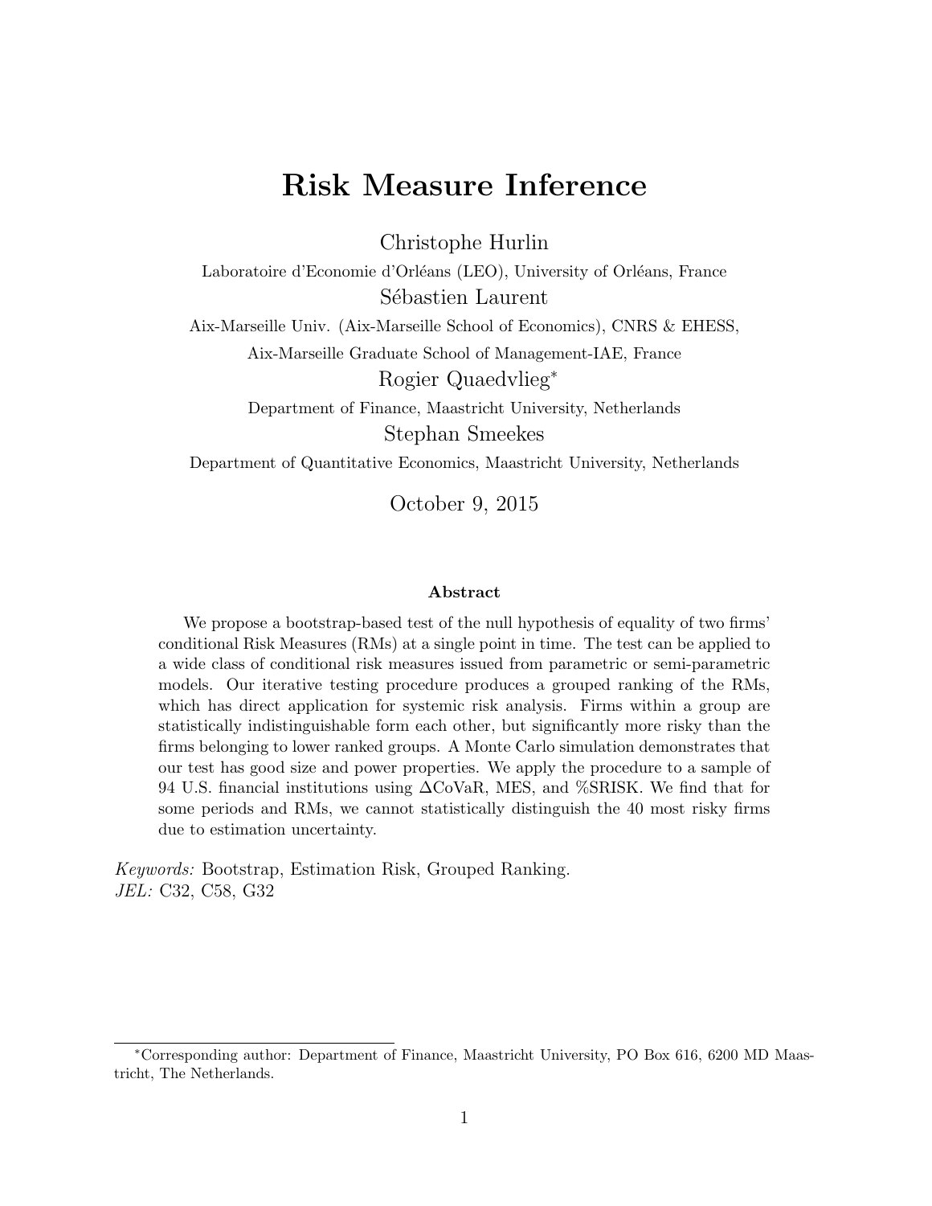# Risk Measure Inference

Christophe Hurlin

Laboratoire d'Economie d'Orléans (LEO), University of Orléans, France

Sébastien Laurent

Aix-Marseille Univ. (Aix-Marseille School of Economics), CNRS & EHESS,

Aix-Marseille Graduate School of Management-IAE, France

Rogier Quaedvlieg*

Department of Finance, Maastricht University, Netherlands

Stephan Smeekes

Department of Quantitative Economics, Maastricht University, Netherlands

October 9, 2015

### Abstract

We propose a bootstrap-based test of the null hypothesis of equality of two firms' conditional Risk Measures (RMs) at a single point in time. The test can be applied to a wide class of conditional risk measures issued from parametric or semi-parametric models. Our iterative testing procedure produces a grouped ranking of the RMs, which has direct application for systemic risk analysis. Firms within a group are statistically indistinguishable form each other, but significantly more risky than the firms belonging to lower ranked groups. A Monte Carlo simulation demonstrates that our test has good size and power properties. We apply the procedure to a sample of 94 U.S. financial institutions using $\Delta$CoVaR, MES, and %SRISK. We find that for some periods and RMs, we cannot statistically distinguish the 40 most risky firms due to estimation uncertainty.

*Keywords:* Bootstrap, Estimation Risk, Grouped Ranking.

*JEL:* C32, C58, G32

*Corresponding author: Department of Finance, Maastricht University, PO Box 616, 6200 MD Maastricht, The Netherlands.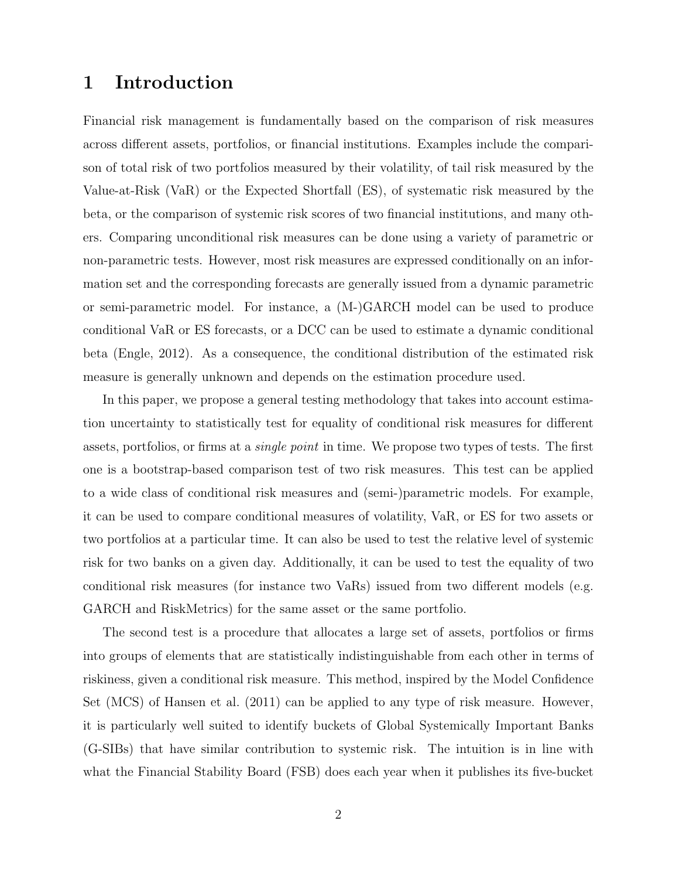# 1 Introduction

Financial risk management is fundamentally based on the comparison of risk measures across different assets, portfolios, or financial institutions. Examples include the comparison of total risk of two portfolios measured by their volatility, of tail risk measured by the Value-at-Risk (VaR) or the Expected Shortfall (ES), of systematic risk measured by the beta, or the comparison of systemic risk scores of two financial institutions, and many others. Comparing unconditional risk measures can be done using a variety of parametric or non-parametric tests. However, most risk measures are expressed conditionally on an information set and the corresponding forecasts are generally issued from a dynamic parametric or semi-parametric model. For instance, a (M-)GARCH model can be used to produce conditional VaR or ES forecasts, or a DCC can be used to estimate a dynamic conditional beta (Engle, 2012). As a consequence, the conditional distribution of the estimated risk measure is generally unknown and depends on the estimation procedure used.

In this paper, we propose a general testing methodology that takes into account estimation uncertainty to statistically test for equality of conditional risk measures for different assets, portfolios, or firms at a *single point* in time. We propose two types of tests. The first one is a bootstrap-based comparison test of two risk measures. This test can be applied to a wide class of conditional risk measures and (semi-)parametric models. For example, it can be used to compare conditional measures of volatility, VaR, or ES for two assets or two portfolios at a particular time. It can also be used to test the relative level of systemic risk for two banks on a given day. Additionally, it can be used to test the equality of two conditional risk measures (for instance two VaRs) issued from two different models (e.g. GARCH and RiskMetrics) for the same asset or the same portfolio.

The second test is a procedure that allocates a large set of assets, portfolios or firms into groups of elements that are statistically indistinguishable from each other in terms of riskiness, given a conditional risk measure. This method, inspired by the Model Confidence Set (MCS) of Hansen et al. (2011) can be applied to any type of risk measure. However, it is particularly well suited to identify buckets of Global Systemically Important Banks (G-SIBs) that have similar contribution to systemic risk. The intuition is in line with what the Financial Stability Board (FSB) does each year when it publishes its five-bucket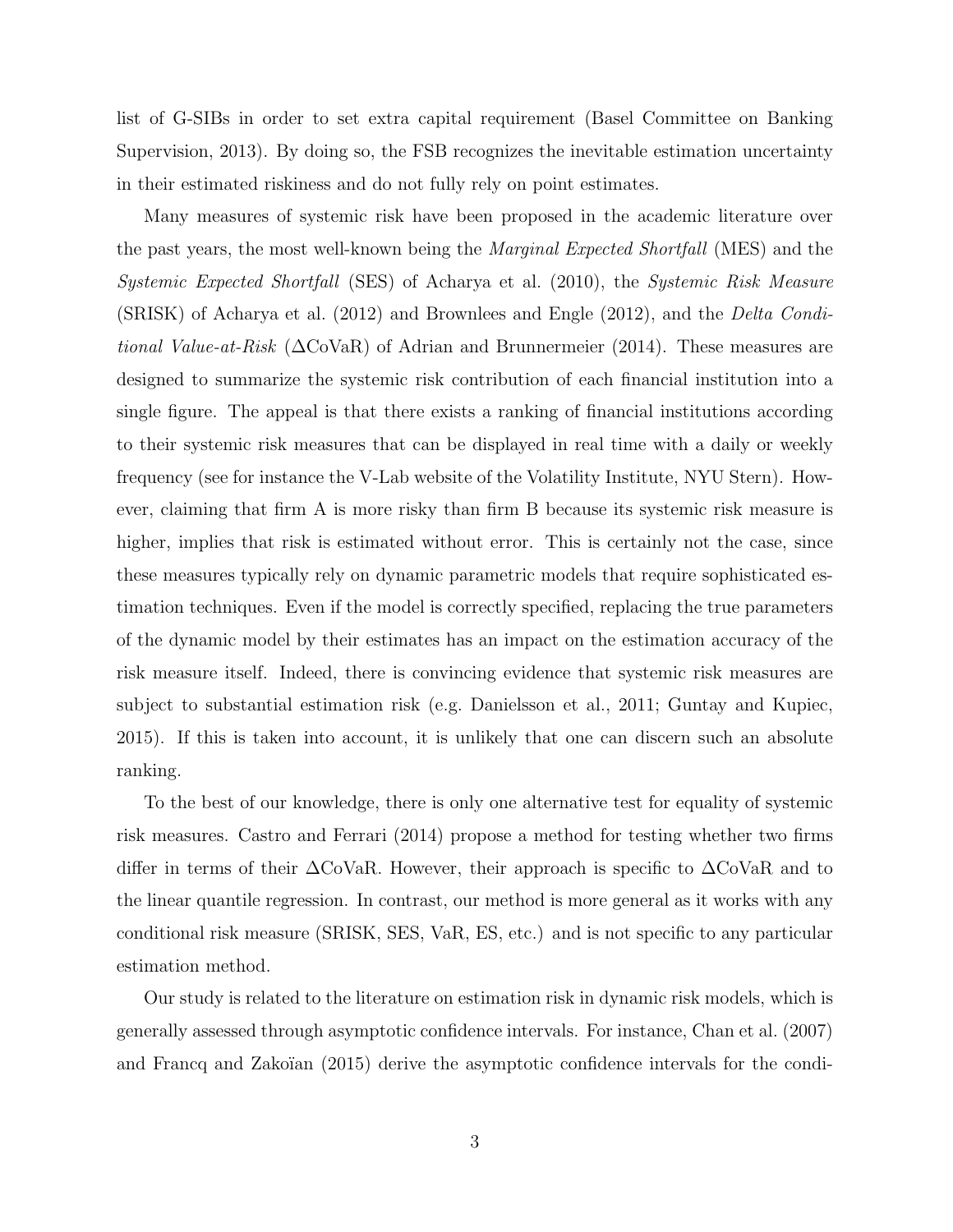list of G-SIBs in order to set extra capital requirement (Basel Committee on Banking Supervision, 2013). By doing so, the FSB recognizes the inevitable estimation uncertainty in their estimated riskiness and do not fully rely on point estimates.

Many measures of systemic risk have been proposed in the academic literature over the past years, the most well-known being the *Marginal Expected Shortfall* (MES) and the *Systemic Expected Shortfall* (SES) of Acharya et al. (2010), the *Systemic Risk Measure* (SRISK) of Acharya et al. (2012) and Brownlees and Engle (2012), and the *Delta Conditional Value-at-Risk* ($\Delta$CoVaR) of Adrian and Brunnermeier (2014). These measures are designed to summarize the systemic risk contribution of each financial institution into a single figure. The appeal is that there exists a ranking of financial institutions according to their systemic risk measures that can be displayed in real time with a daily or weekly frequency (see for instance the V-Lab website of the Volatility Institute, NYU Stern). However, claiming that firm A is more risky than firm B because its systemic risk measure is higher, implies that risk is estimated without error. This is certainly not the case, since these measures typically rely on dynamic parametric models that require sophisticated estimation techniques. Even if the model is correctly specified, replacing the true parameters of the dynamic model by their estimates has an impact on the estimation accuracy of the risk measure itself. Indeed, there is convincing evidence that systemic risk measures are subject to substantial estimation risk (e.g. Danielsson et al., 2011; Guntay and Kupiec, 2015). If this is taken into account, it is unlikely that one can discern such an absolute ranking.

To the best of our knowledge, there is only one alternative test for equality of systemic risk measures. Castro and Ferrari (2014) propose a method for testing whether two firms differ in terms of their $\Delta$CoVaR. However, their approach is specific to $\Delta$CoVaR and to the linear quantile regression. In contrast, our method is more general as it works with any conditional risk measure (SRISK, SES, VaR, ES, etc.) and is not specific to any particular estimation method.

Our study is related to the literature on estimation risk in dynamic risk models, which is generally assessed through asymptotic confidence intervals. For instance, Chan et al. (2007) and Francq and Zakoïan (2015) derive the asymptotic confidence intervals for the condi-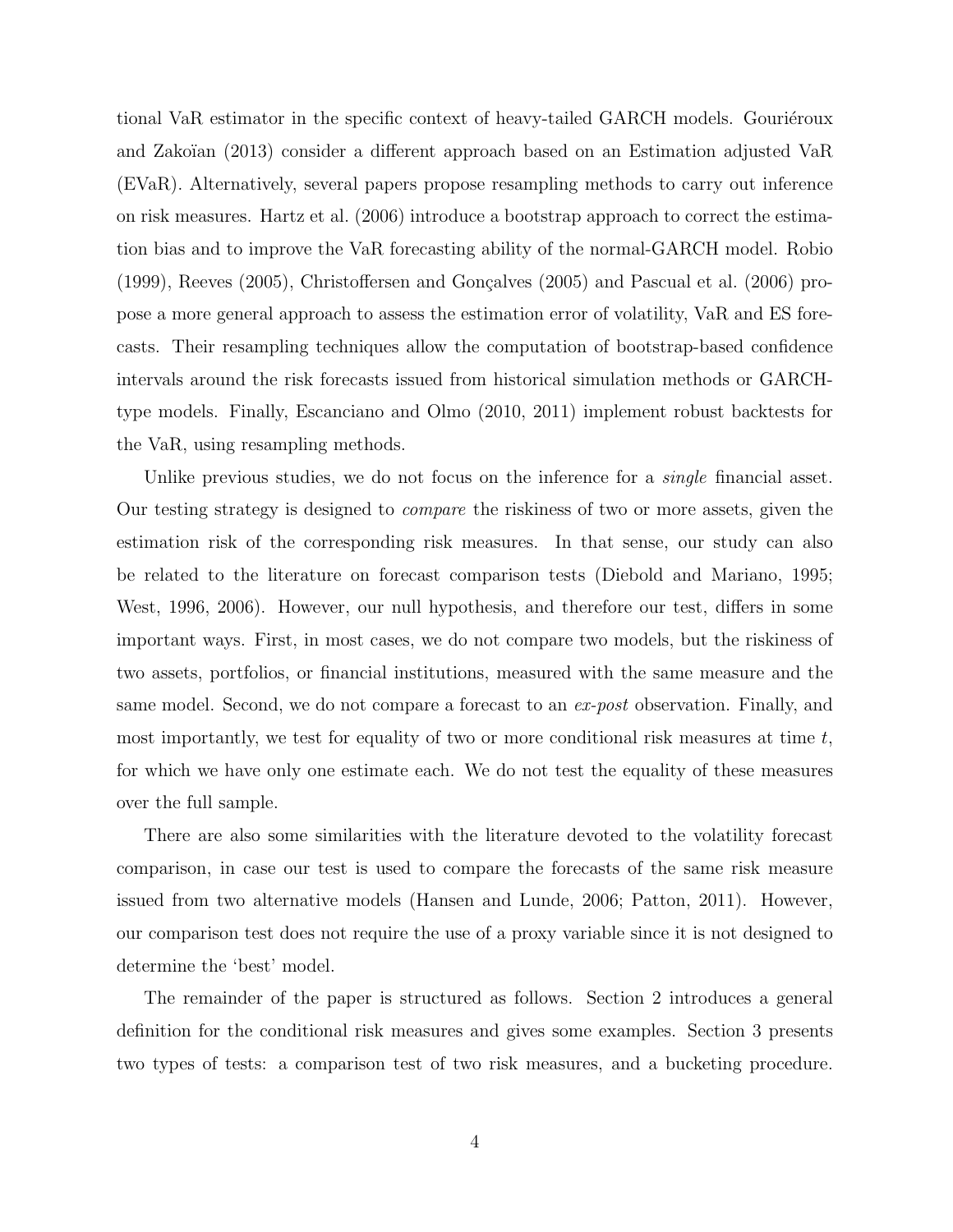tional VaR estimator in the specific context of heavy-tailed GARCH models. Gouriéroux and Zakoïan (2013) consider a different approach based on an Estimation adjusted VaR (EVaR). Alternatively, several papers propose resampling methods to carry out inference on risk measures. Hartz et al. (2006) introduce a bootstrap approach to correct the estimation bias and to improve the VaR forecasting ability of the normal-GARCH model. Robio (1999), Reeves (2005), Christoffersen and Gonçalves (2005) and Pascual et al. (2006) propose a more general approach to assess the estimation error of volatility, VaR and ES forecasts. Their resampling techniques allow the computation of bootstrap-based confidence intervals around the risk forecasts issued from historical simulation methods or GARCH-type models. Finally, Escanciano and Olmo (2010, 2011) implement robust backtests for the VaR, using resampling methods.

Unlike previous studies, we do not focus on the inference for a *single* financial asset. Our testing strategy is designed to *compare* the riskiness of two or more assets, given the estimation risk of the corresponding risk measures. In that sense, our study can also be related to the literature on forecast comparison tests (Diebold and Mariano, 1995; West, 1996, 2006). However, our null hypothesis, and therefore our test, differs in some important ways. First, in most cases, we do not compare two models, but the riskiness of two assets, portfolios, or financial institutions, measured with the same measure and the same model. Second, we do not compare a forecast to an *ex-post* observation. Finally, and most importantly, we test for equality of two or more conditional risk measures at time $t$, for which we have only one estimate each. We do not test the equality of these measures over the full sample.

There are also some similarities with the literature devoted to the volatility forecast comparison, in case our test is used to compare the forecasts of the same risk measure issued from two alternative models (Hansen and Lunde, 2006; Patton, 2011). However, our comparison test does not require the use of a proxy variable since it is not designed to determine the 'best' model.

The remainder of the paper is structured as follows. Section 2 introduces a general definition for the conditional risk measures and gives some examples. Section 3 presents two types of tests: a comparison test of two risk measures, and a bucketing procedure.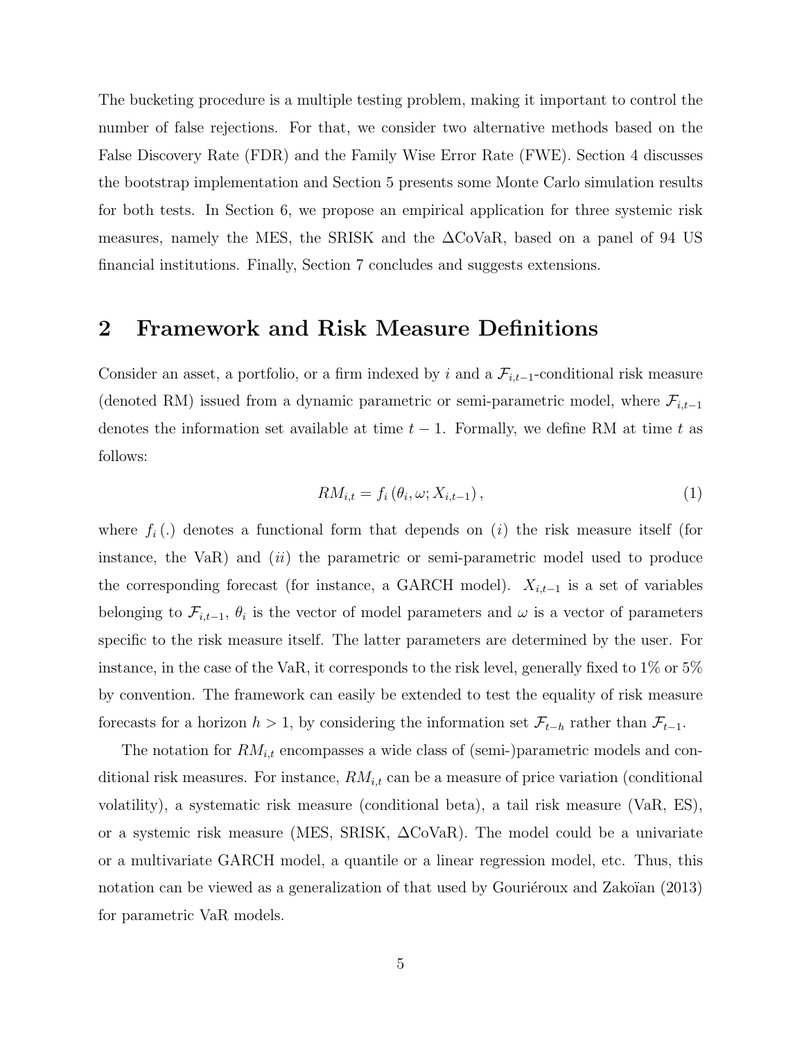The bucketing procedure is a multiple testing problem, making it important to control the number of false rejections. For that, we consider two alternative methods based on the False Discovery Rate (FDR) and the Family Wise Error Rate (FWE). Section 4 discusses the bootstrap implementation and Section 5 presents some Monte Carlo simulation results for both tests. In Section 6, we propose an empirical application for three systemic risk measures, namely the MES, the SRISK and the $\Delta$CoVaR, based on a panel of 94 US financial institutions. Finally, Section 7 concludes and suggests extensions.

## 2 Framework and Risk Measure Definitions

Consider an asset, a portfolio, or a firm indexed by $i$ and a $\mathcal{F}_{i,t-1}$-conditional risk measure (denoted RM) issued from a dynamic parametric or semi-parametric model, where $\mathcal{F}_{i,t-1}$ denotes the information set available at time $t-1$. Formally, we define RM at time $t$ as follows:

$$RM_{i,t} = f_i\left(\theta_i, \omega; X_{i,t-1}\right), \tag{1}$$

where $f_i(.)$ denotes a functional form that depends on $(i)$ the risk measure itself (for instance, the VaR) and $(ii)$ the parametric or semi-parametric model used to produce the corresponding forecast (for instance, a GARCH model). $X_{i,t-1}$ is a set of variables belonging to $\mathcal{F}_{i,t-1}$, $\theta_i$ is the vector of model parameters and $\omega$ is a vector of parameters specific to the risk measure itself. The latter parameters are determined by the user. For instance, in the case of the VaR, it corresponds to the risk level, generally fixed to 1% or 5% by convention. The framework can easily be extended to test the equality of risk measure forecasts for a horizon $h > 1$, by considering the information set $\mathcal{F}_{t-h}$ rather than $\mathcal{F}_{t-1}$.

The notation for $RM_{i,t}$ encompasses a wide class of (semi-)parametric models and conditional risk measures. For instance, $RM_{i,t}$ can be a measure of price variation (conditional volatility), a systematic risk measure (conditional beta), a tail risk measure (VaR, ES), or a systemic risk measure (MES, SRISK, $\Delta$CoVaR). The model could be a univariate or a multivariate GARCH model, a quantile or a linear regression model, etc. Thus, this notation can be viewed as a generalization of that used by Gouriéroux and Zakoïan (2013) for parametric VaR models.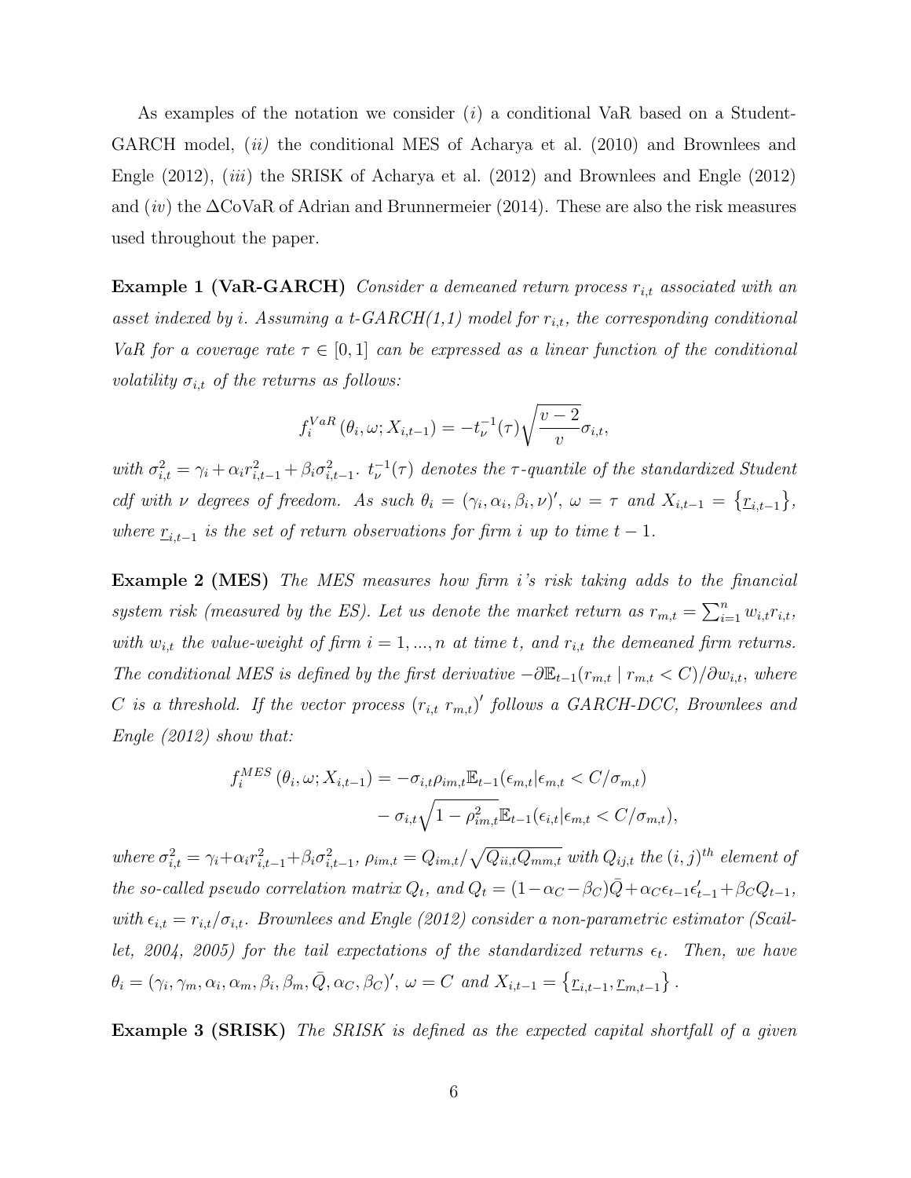As examples of the notation we consider $(i)$ a conditional VaR based on a Student-GARCH model, $(ii)$ the conditional MES of Acharya et al. (2010) and Brownlees and Engle (2012), $(iii)$ the SRISK of Acharya et al. (2012) and Brownlees and Engle (2012) and $(iv)$ the $\Delta$CoVaR of Adrian and Brunnermeier (2014). These are also the risk measures used throughout the paper.

**Example 1 (VaR-GARCH)** *Consider a demeaned return process $r_{i,t}$ associated with an asset indexed by $i$. Assuming a t-GARCH(1,1) model for $r_{i,t}$, the corresponding conditional VaR for a coverage rate $\tau \in [0,1]$ can be expressed as a linear function of the conditional volatility $\sigma_{i,t}$ of the returns as follows:*

$$f_i^{VaR}(\theta_i, \omega; X_{i,t-1}) = -t_\nu^{-1}(\tau)\sqrt{\frac{v-2}{v}}\sigma_{i,t},$$

*with $\sigma_{i,t}^2 = \gamma_i + \alpha_i r_{i,t-1}^2 + \beta_i \sigma_{i,t-1}^2$. $t_\nu^{-1}(\tau)$ denotes the $\tau$-quantile of the standardized Student cdf with $\nu$ degrees of freedom. As such $\theta_i = (\gamma_i, \alpha_i, \beta_i, \nu)'$, $\omega = \tau$ and $X_{i,t-1} = \left\{\underline{r}_{i,t-1}\right\}$, where $\underline{r}_{i,t-1}$ is the set of return observations for firm $i$ up to time $t-1$.*

**Example 2 (MES)** *The MES measures how firm $i$'s risk taking adds to the financial system risk (measured by the ES). Let us denote the market return as $r_{m,t} = \sum_{i=1}^n w_{i,t} r_{i,t}$, with $w_{i,t}$ the value-weight of firm $i = 1, ..., n$ at time $t$, and $r_{i,t}$ the demeaned firm returns. The conditional MES is defined by the first derivative $-\partial \mathbb{E}_{t-1}(r_{m,t} \mid r_{m,t} < C)/\partial w_{i,t}$, where $C$ is a threshold. If the vector process $(r_{i,t} \; r_{m,t})'$ follows a GARCH-DCC, Brownlees and Engle (2012) show that:*

$$\begin{aligned} f_i^{MES}(\theta_i, \omega; X_{i,t-1}) = & -\sigma_{i,t}\rho_{im,t}\mathbb{E}_{t-1}(\epsilon_{m,t}|\epsilon_{m,t} < C/\sigma_{m,t}) \\ & - \sigma_{i,t}\sqrt{1-\rho_{im,t}^2}\mathbb{E}_{t-1}(\epsilon_{i,t}|\epsilon_{m,t} < C/\sigma_{m,t}), \end{aligned}$$

*where $\sigma_{i,t}^2 = \gamma_i + \alpha_i r_{i,t-1}^2 + \beta_i \sigma_{i,t-1}^2$, $\rho_{im,t} = Q_{im,t}/\sqrt{Q_{ii,t}Q_{mm,t}}$ with $Q_{ij,t}$ the $(i,j)^{th}$ element of the so-called pseudo correlation matrix $Q_t$, and $Q_t = (1-\alpha_C-\beta_C)\bar{Q} + \alpha_C \epsilon_{t-1}\epsilon_{t-1}' + \beta_C Q_{t-1}$, with $\epsilon_{i,t} = r_{i,t}/\sigma_{i,t}$. Brownlees and Engle (2012) consider a non-parametric estimator (Scaillet, 2004, 2005) for the tail expectations of the standardized returns $\epsilon_t$. Then, we have $\theta_i = (\gamma_i, \gamma_m, \alpha_i, \alpha_m, \beta_i, \beta_m, \bar{Q}, \alpha_C, \beta_C)'$, $\omega = C$ and $X_{i,t-1} = \left\{\underline{r}_{i,t-1}, \underline{r}_{m,t-1}\right\}$.*

**Example 3 (SRISK)** *The SRISK is defined as the expected capital shortfall of a given*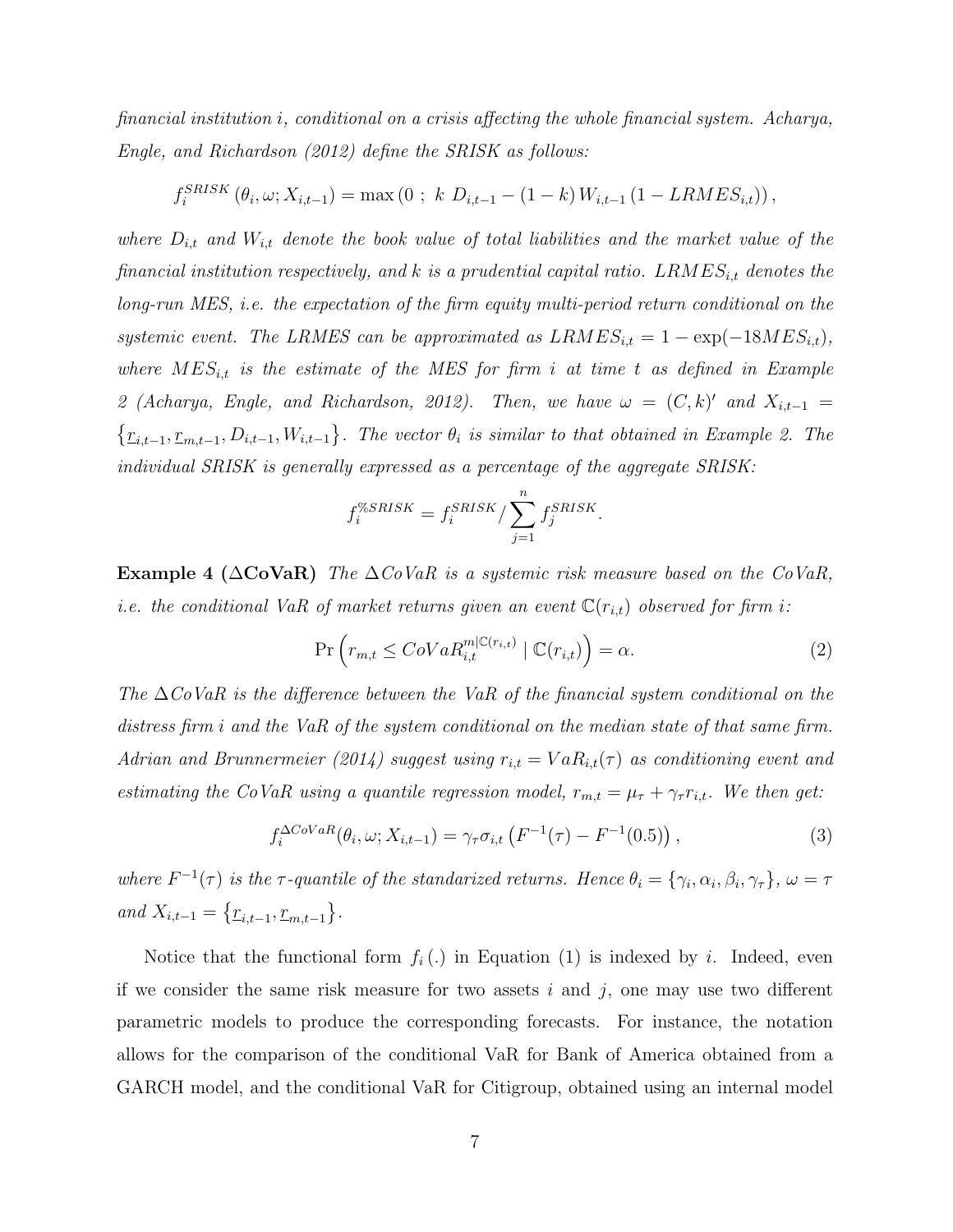*financial institution i, conditional on a crisis affecting the whole financial system. Acharya, Engle, and Richardson (2012) define the SRISK as follows:*

$$f_i^{SRISK}(\theta_i, \omega; X_{i,t-1}) = \max\left(0\ ;\ k\ D_{i,t-1} - (1-k)\, W_{i,t-1}\,(1 - LRMES_{i,t})\right),$$

*where $D_{i,t}$ and $W_{i,t}$ denote the book value of total liabilities and the market value of the financial institution respectively, and $k$ is a prudential capital ratio. $LRMES_{i,t}$ denotes the long-run MES, i.e. the expectation of the firm equity multi-period return conditional on the systemic event. The LRMES can be approximated as $LRMES_{i,t} = 1 - \exp(-18 MES_{i,t})$, where $MES_{i,t}$ is the estimate of the MES for firm $i$ at time $t$ as defined in Example 2 (Acharya, Engle, and Richardson, 2012). Then, we have $\omega = (C, k)'$ and $X_{i,t-1} = \left\{\underline{r}_{i,t-1}, \underline{r}_{m,t-1}, D_{i,t-1}, W_{i,t-1}\right\}$. The vector $\theta_i$ is similar to that obtained in Example 2. The individual SRISK is generally expressed as a percentage of the aggregate SRISK:*

$$f_i^{\%SRISK} = f_i^{SRISK} / \sum_{j=1}^{n} f_j^{SRISK}.$$

**Example 4 ($\Delta$CoVaR)** *The $\Delta CoVaR$ is a systemic risk measure based on the CoVaR, i.e. the conditional VaR of market returns given an event $\mathbb{C}(r_{i,t})$ observed for firm $i$:*

$$\Pr\left(r_{m,t} \leq CoVaR_{i,t}^{m|\mathbb{C}(r_{i,t})} \mid \mathbb{C}(r_{i,t})\right) = \alpha. \tag{2}$$

*The $\Delta CoVaR$ is the difference between the VaR of the financial system conditional on the distress firm $i$ and the VaR of the system conditional on the median state of that same firm. Adrian and Brunnermeier (2014) suggest using $r_{i,t} = VaR_{i,t}(\tau)$ as conditioning event and estimating the CoVaR using a quantile regression model, $r_{m,t} = \mu_\tau + \gamma_\tau r_{i,t}$. We then get:*

$$f_i^{\Delta CoVaR}(\theta_i, \omega; X_{i,t-1}) = \gamma_\tau \sigma_{i,t}\left(F^{-1}(\tau) - F^{-1}(0.5)\right), \tag{3}$$

*where $F^{-1}(\tau)$ is the $\tau$-quantile of the standarized returns. Hence $\theta_i = \{\gamma_i, \alpha_i, \beta_i, \gamma_\tau\}$, $\omega = \tau$ and $X_{i,t-1} = \left\{\underline{r}_{i,t-1}, \underline{r}_{m,t-1}\right\}$.*

Notice that the functional form $f_i(.)$ in Equation (1) is indexed by $i$. Indeed, even if we consider the same risk measure for two assets $i$ and $j$, one may use two different parametric models to produce the corresponding forecasts. For instance, the notation allows for the comparison of the conditional VaR for Bank of America obtained from a GARCH model, and the conditional VaR for Citigroup, obtained using an internal model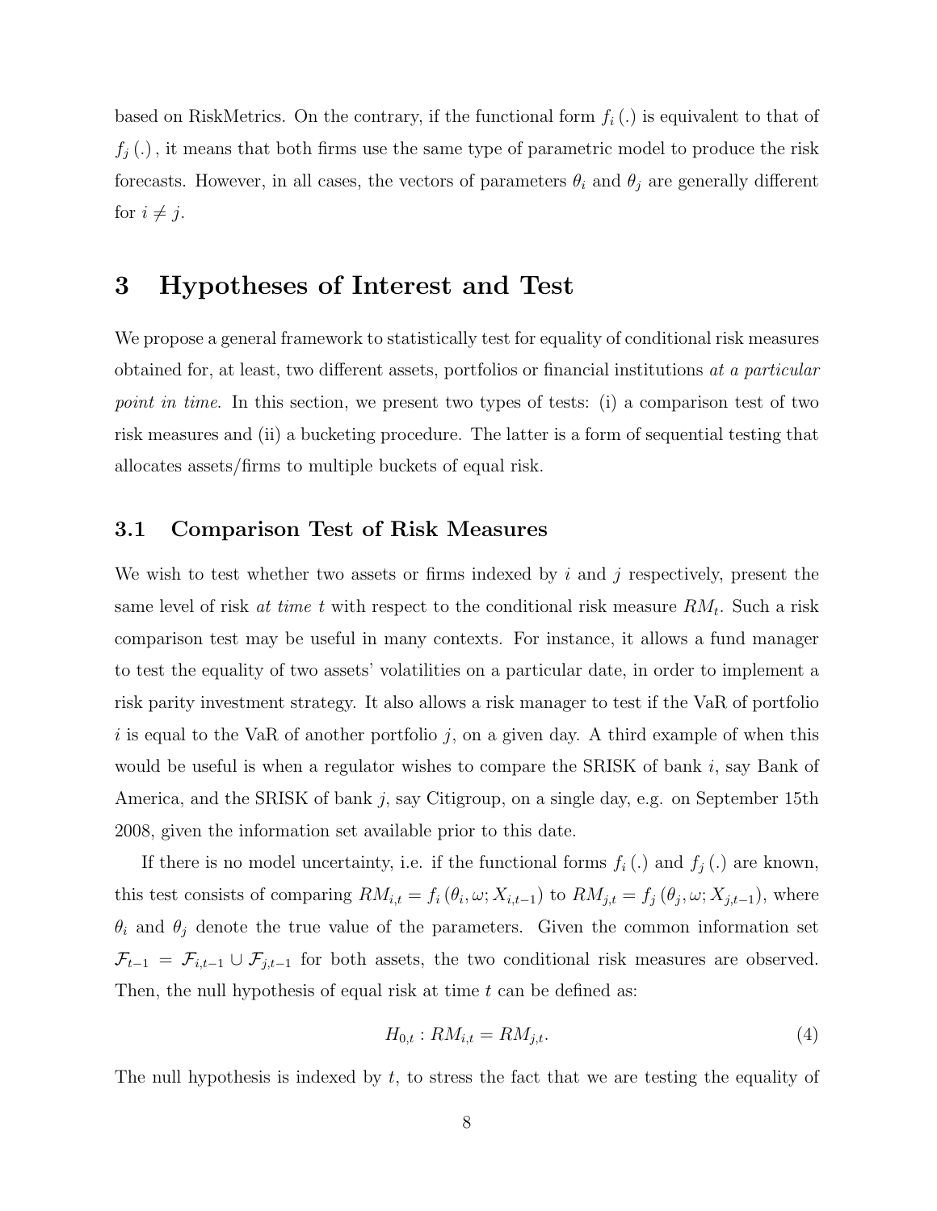based on RiskMetrics. On the contrary, if the functional form $f_i(.)$ is equivalent to that of $f_j(.)$, it means that both firms use the same type of parametric model to produce the risk forecasts. However, in all cases, the vectors of parameters $\theta_i$ and $\theta_j$ are generally different for $i \neq j$.

## 3 Hypotheses of Interest and Test

We propose a general framework to statistically test for equality of conditional risk measures obtained for, at least, two different assets, portfolios or financial institutions *at a particular point in time*. In this section, we present two types of tests: (i) a comparison test of two risk measures and (ii) a bucketing procedure. The latter is a form of sequential testing that allocates assets/firms to multiple buckets of equal risk.

### 3.1 Comparison Test of Risk Measures

We wish to test whether two assets or firms indexed by $i$ and $j$ respectively, present the same level of risk *at time t* with respect to the conditional risk measure $RM_t$. Such a risk comparison test may be useful in many contexts. For instance, it allows a fund manager to test the equality of two assets' volatilities on a particular date, in order to implement a risk parity investment strategy. It also allows a risk manager to test if the VaR of portfolio $i$ is equal to the VaR of another portfolio $j$, on a given day. A third example of when this would be useful is when a regulator wishes to compare the SRISK of bank $i$, say Bank of America, and the SRISK of bank $j$, say Citigroup, on a single day, e.g. on September 15th 2008, given the information set available prior to this date.

If there is no model uncertainty, i.e. if the functional forms $f_i(.)$ and $f_j(.)$ are known, this test consists of comparing $RM_{i,t} = f_i(\theta_i, \omega; X_{i,t-1})$ to $RM_{j,t} = f_j(\theta_j, \omega; X_{j,t-1})$, where $\theta_i$ and $\theta_j$ denote the true value of the parameters. Given the common information set $\mathcal{F}_{t-1} = \mathcal{F}_{i,t-1} \cup \mathcal{F}_{j,t-1}$ for both assets, the two conditional risk measures are observed. Then, the null hypothesis of equal risk at time $t$ can be defined as:

$$H_{0,t} : RM_{i,t} = RM_{j,t}. \tag{4}$$

The null hypothesis is indexed by $t$, to stress the fact that we are testing the equality of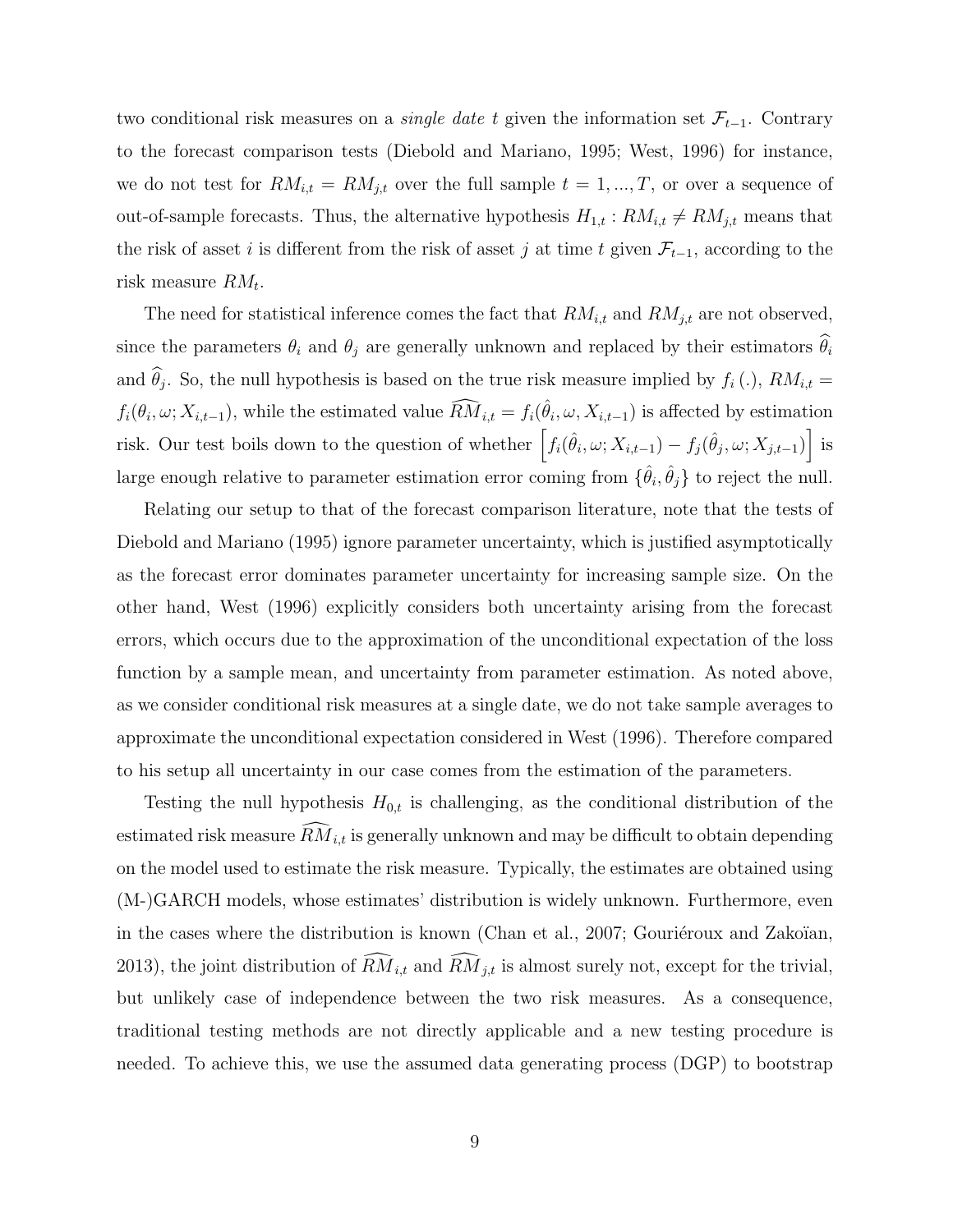two conditional risk measures on a *single date* $t$ given the information set $\mathcal{F}_{t-1}$. Contrary to the forecast comparison tests (Diebold and Mariano, 1995; West, 1996) for instance, we do not test for $RM_{i,t} = RM_{j,t}$ over the full sample $t = 1, ..., T$, or over a sequence of out-of-sample forecasts. Thus, the alternative hypothesis $H_{1,t} : RM_{i,t} \neq RM_{j,t}$ means that the risk of asset $i$ is different from the risk of asset $j$ at time $t$ given $\mathcal{F}_{t-1}$, according to the risk measure $RM_t$.

The need for statistical inference comes the fact that $RM_{i,t}$ and $RM_{j,t}$ are not observed, since the parameters $\theta_i$ and $\theta_j$ are generally unknown and replaced by their estimators $\widehat{\theta}_i$ and $\widehat{\theta}_j$. So, the null hypothesis is based on the true risk measure implied by $f_i(.)$, $RM_{i,t} = f_i(\theta_i, \omega; X_{i,t-1})$, while the estimated value $\widehat{RM}_{i,t} = f_i(\widehat{\theta}_i, \omega, X_{i,t-1})$ is affected by estimation risk. Our test boils down to the question of whether $\left[f_i(\hat{\theta}_i, \omega; X_{i,t-1}) - f_j(\hat{\theta}_j, \omega; X_{j,t-1})\right]$ is large enough relative to parameter estimation error coming from $\{\hat{\theta}_i, \hat{\theta}_j\}$ to reject the null.

Relating our setup to that of the forecast comparison literature, note that the tests of Diebold and Mariano (1995) ignore parameter uncertainty, which is justified asymptotically as the forecast error dominates parameter uncertainty for increasing sample size. On the other hand, West (1996) explicitly considers both uncertainty arising from the forecast errors, which occurs due to the approximation of the unconditional expectation of the loss function by a sample mean, and uncertainty from parameter estimation. As noted above, as we consider conditional risk measures at a single date, we do not take sample averages to approximate the unconditional expectation considered in West (1996). Therefore compared to his setup all uncertainty in our case comes from the estimation of the parameters.

Testing the null hypothesis $H_{0,t}$ is challenging, as the conditional distribution of the estimated risk measure $\widehat{RM}_{i,t}$ is generally unknown and may be difficult to obtain depending on the model used to estimate the risk measure. Typically, the estimates are obtained using (M-)GARCH models, whose estimates' distribution is widely unknown. Furthermore, even in the cases where the distribution is known (Chan et al., 2007; Gouriéroux and Zakoïan, 2013), the joint distribution of $\widehat{RM}_{i,t}$ and $\widehat{RM}_{j,t}$ is almost surely not, except for the trivial, but unlikely case of independence between the two risk measures. As a consequence, traditional testing methods are not directly applicable and a new testing procedure is needed. To achieve this, we use the assumed data generating process (DGP) to bootstrap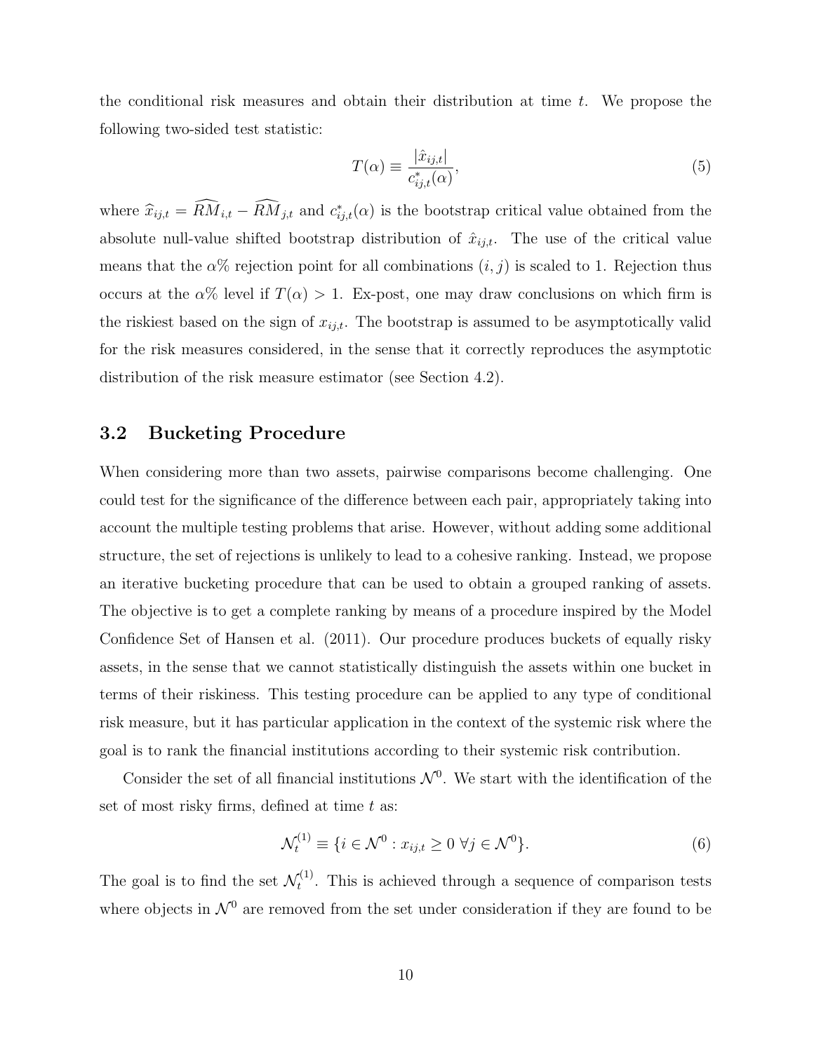the conditional risk measures and obtain their distribution at time $t$. We propose the following two-sided test statistic:

$$T(\alpha) \equiv \frac{|\hat{x}_{ij,t}|}{c^*_{ij,t}(\alpha)}, \tag{5}$$

where $\widehat{x}_{ij,t} = \widehat{RM}_{i,t} - \widehat{RM}_{j,t}$ and $c^*_{ij,t}(\alpha)$ is the bootstrap critical value obtained from the absolute null-value shifted bootstrap distribution of $\hat{x}_{ij,t}$. The use of the critical value means that the $\alpha$% rejection point for all combinations $(i, j)$ is scaled to 1. Rejection thus occurs at the $\alpha$% level if $T(\alpha) > 1$. Ex-post, one may draw conclusions on which firm is the riskiest based on the sign of $x_{ij,t}$. The bootstrap is assumed to be asymptotically valid for the risk measures considered, in the sense that it correctly reproduces the asymptotic distribution of the risk measure estimator (see Section 4.2).

## 3.2 Bucketing Procedure

When considering more than two assets, pairwise comparisons become challenging. One could test for the significance of the difference between each pair, appropriately taking into account the multiple testing problems that arise. However, without adding some additional structure, the set of rejections is unlikely to lead to a cohesive ranking. Instead, we propose an iterative bucketing procedure that can be used to obtain a grouped ranking of assets. The objective is to get a complete ranking by means of a procedure inspired by the Model Confidence Set of Hansen et al. (2011). Our procedure produces buckets of equally risky assets, in the sense that we cannot statistically distinguish the assets within one bucket in terms of their riskiness. This testing procedure can be applied to any type of conditional risk measure, but it has particular application in the context of the systemic risk where the goal is to rank the financial institutions according to their systemic risk contribution.

Consider the set of all financial institutions $\mathcal{N}^0$. We start with the identification of the set of most risky firms, defined at time $t$ as:

$$\mathcal{N}_t^{(1)} \equiv \{i \in \mathcal{N}^0 : x_{ij,t} \geq 0 \ \forall j \in \mathcal{N}^0\}. \tag{6}$$

The goal is to find the set $\mathcal{N}_t^{(1)}$. This is achieved through a sequence of comparison tests where objects in $\mathcal{N}^0$ are removed from the set under consideration if they are found to be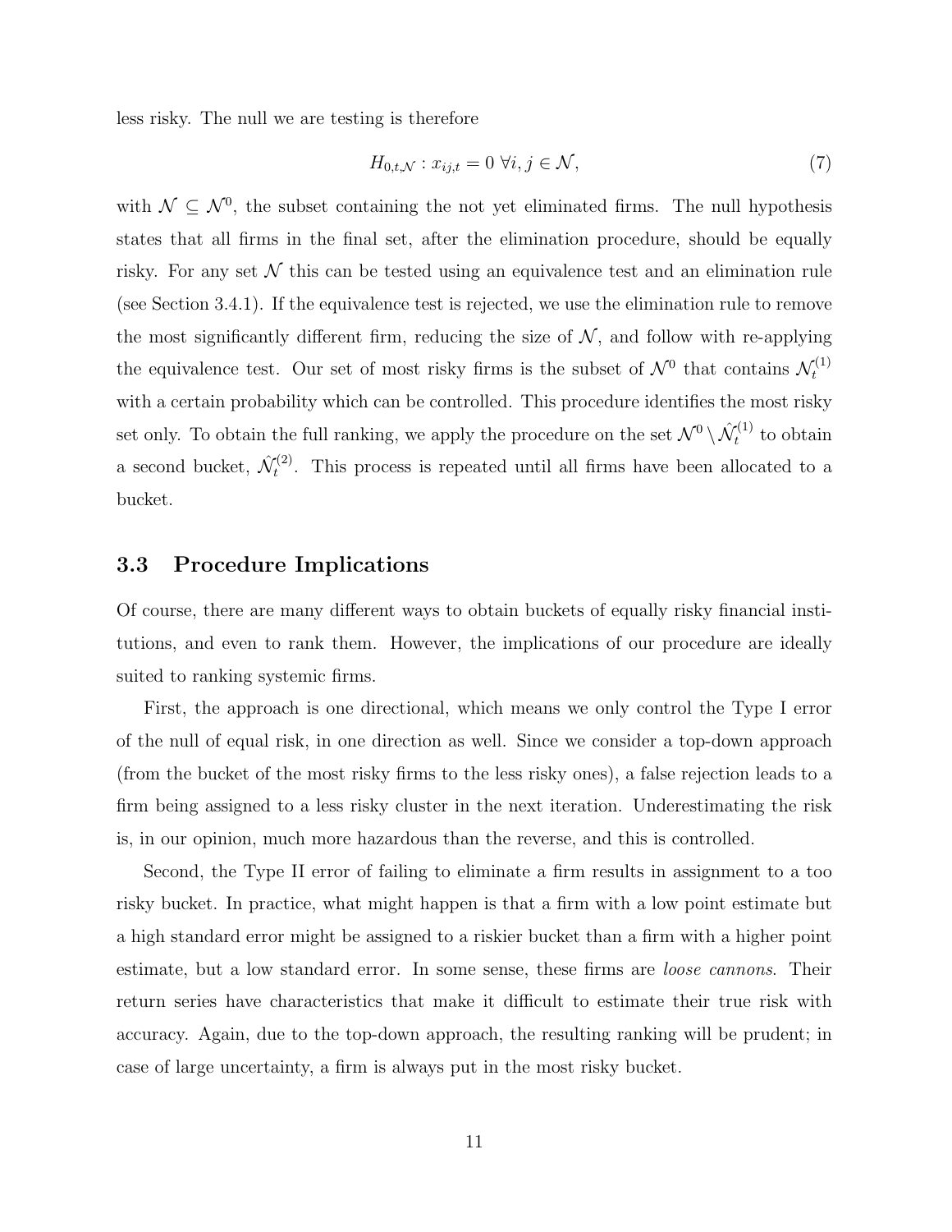less risky. The null we are testing is therefore

$$H_{0,t,\mathcal{N}} : x_{ij,t} = 0 \ \forall i, j \in \mathcal{N}, \tag{7}$$

with $\mathcal{N} \subseteq \mathcal{N}^0$, the subset containing the not yet eliminated firms. The null hypothesis states that all firms in the final set, after the elimination procedure, should be equally risky. For any set $\mathcal{N}$ this can be tested using an equivalence test and an elimination rule (see Section 3.4.1). If the equivalence test is rejected, we use the elimination rule to remove the most significantly different firm, reducing the size of $\mathcal{N}$, and follow with re-applying the equivalence test. Our set of most risky firms is the subset of $\mathcal{N}^0$ that contains $\mathcal{N}_t^{(1)}$ with a certain probability which can be controlled. This procedure identifies the most risky set only. To obtain the full ranking, we apply the procedure on the set $\mathcal{N}^0 \setminus \hat{\mathcal{N}}_t^{(1)}$ to obtain a second bucket, $\hat{\mathcal{N}}_t^{(2)}$. This process is repeated until all firms have been allocated to a bucket.

## 3.3 Procedure Implications

Of course, there are many different ways to obtain buckets of equally risky financial institutions, and even to rank them. However, the implications of our procedure are ideally suited to ranking systemic firms.

First, the approach is one directional, which means we only control the Type I error of the null of equal risk, in one direction as well. Since we consider a top-down approach (from the bucket of the most risky firms to the less risky ones), a false rejection leads to a firm being assigned to a less risky cluster in the next iteration. Underestimating the risk is, in our opinion, much more hazardous than the reverse, and this is controlled.

Second, the Type II error of failing to eliminate a firm results in assignment to a too risky bucket. In practice, what might happen is that a firm with a low point estimate but a high standard error might be assigned to a riskier bucket than a firm with a higher point estimate, but a low standard error. In some sense, these firms are *loose cannons*. Their return series have characteristics that make it difficult to estimate their true risk with accuracy. Again, due to the top-down approach, the resulting ranking will be prudent; in case of large uncertainty, a firm is always put in the most risky bucket.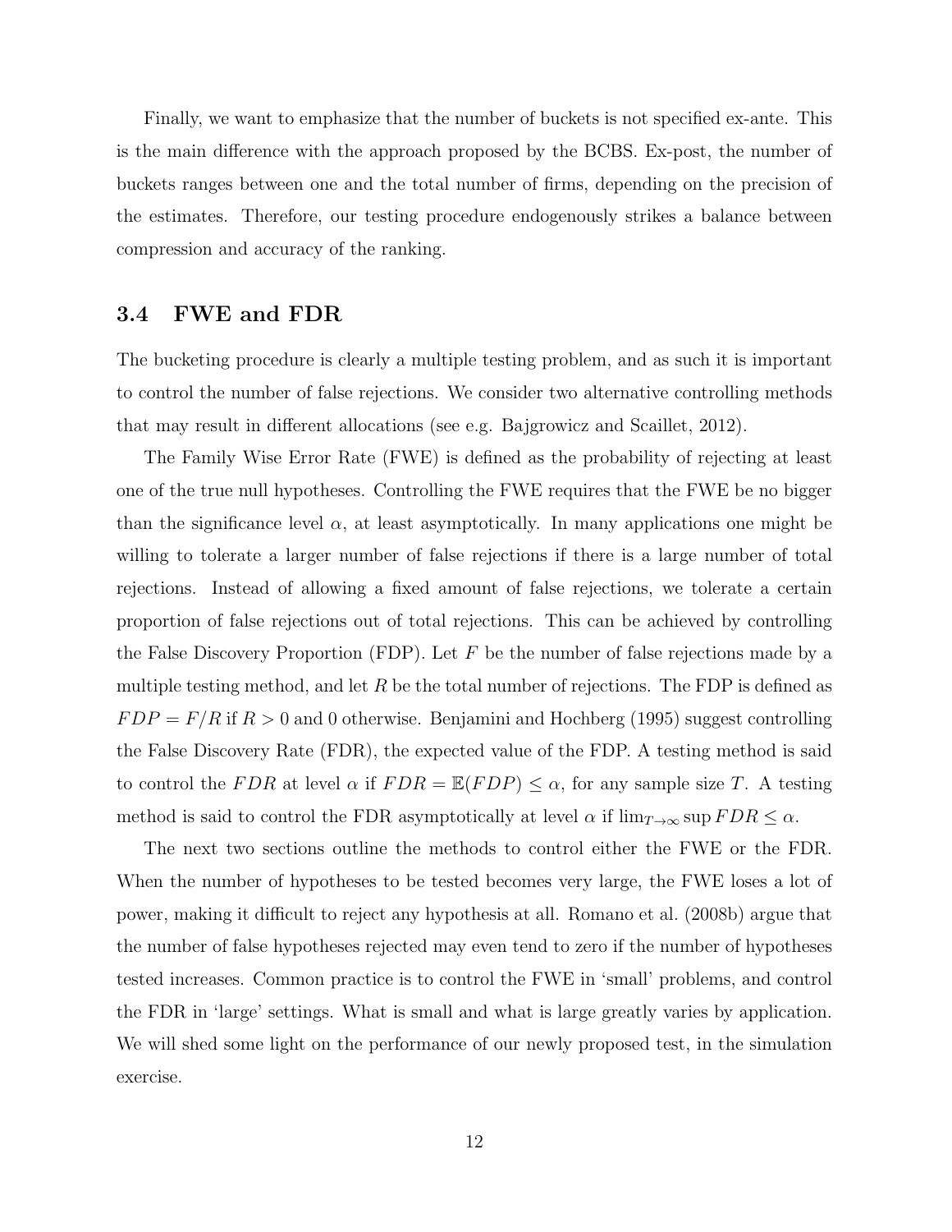Finally, we want to emphasize that the number of buckets is not specified ex-ante. This is the main difference with the approach proposed by the BCBS. Ex-post, the number of buckets ranges between one and the total number of firms, depending on the precision of the estimates. Therefore, our testing procedure endogenously strikes a balance between compression and accuracy of the ranking.

### 3.4 FWE and FDR

The bucketing procedure is clearly a multiple testing problem, and as such it is important to control the number of false rejections. We consider two alternative controlling methods that may result in different allocations (see e.g. Bajgrowicz and Scaillet, 2012).

The Family Wise Error Rate (FWE) is defined as the probability of rejecting at least one of the true null hypotheses. Controlling the FWE requires that the FWE be no bigger than the significance level $\alpha$, at least asymptotically. In many applications one might be willing to tolerate a larger number of false rejections if there is a large number of total rejections. Instead of allowing a fixed amount of false rejections, we tolerate a certain proportion of false rejections out of total rejections. This can be achieved by controlling the False Discovery Proportion (FDP). Let $F$ be the number of false rejections made by a multiple testing method, and let $R$ be the total number of rejections. The FDP is defined as $FDP = F/R$ if $R > 0$ and 0 otherwise. Benjamini and Hochberg (1995) suggest controlling the False Discovery Rate (FDR), the expected value of the FDP. A testing method is said to control the $FDR$ at level $\alpha$ if $FDR = \mathbb{E}(FDP) \leq \alpha$, for any sample size $T$. A testing method is said to control the FDR asymptotically at level $\alpha$ if $\lim_{T\to\infty} \sup FDR \leq \alpha$.

The next two sections outline the methods to control either the FWE or the FDR. When the number of hypotheses to be tested becomes very large, the FWE loses a lot of power, making it difficult to reject any hypothesis at all. Romano et al. (2008b) argue that the number of false hypotheses rejected may even tend to zero if the number of hypotheses tested increases. Common practice is to control the FWE in 'small' problems, and control the FDR in 'large' settings. What is small and what is large greatly varies by application. We will shed some light on the performance of our newly proposed test, in the simulation exercise.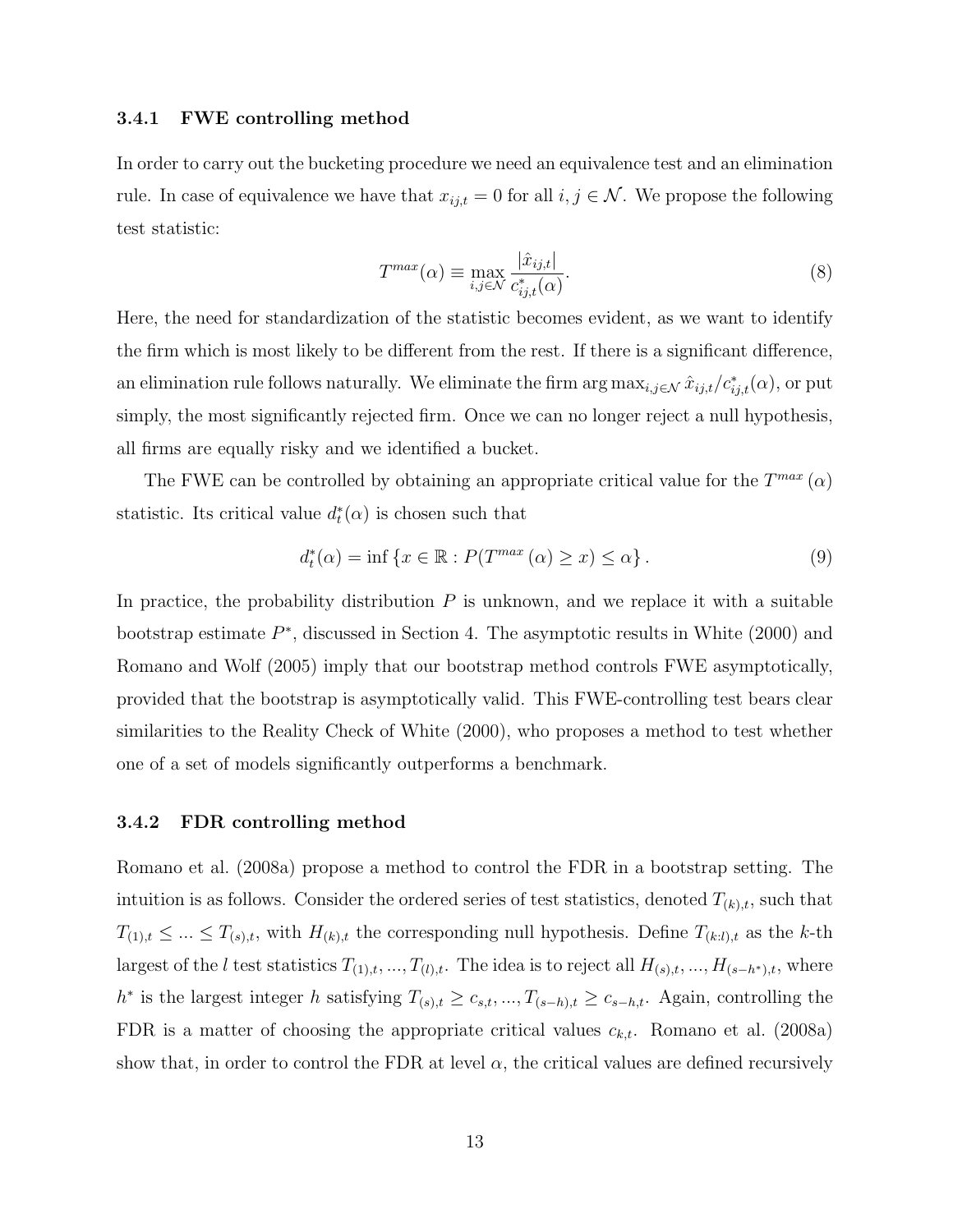#### 3.4.1 FWE controlling method

In order to carry out the bucketing procedure we need an equivalence test and an elimination rule. In case of equivalence we have that $x_{ij,t} = 0$ for all $i, j \in \mathcal{N}$. We propose the following test statistic:

$$T^{max}(\alpha) \equiv \max_{i,j \in \mathcal{N}} \frac{|\hat{x}_{ij,t}|}{c^*_{ij,t}(\alpha)}. \tag{8}$$

Here, the need for standardization of the statistic becomes evident, as we want to identify the firm which is most likely to be different from the rest. If there is a significant difference, an elimination rule follows naturally. We eliminate the firm $\arg\max_{i,j \in \mathcal{N}} \hat{x}_{ij,t}/c^*_{ij,t}(\alpha)$, or put simply, the most significantly rejected firm. Once we can no longer reject a null hypothesis, all firms are equally risky and we identified a bucket.

The FWE can be controlled by obtaining an appropriate critical value for the $T^{max}(\alpha)$ statistic. Its critical value $d^*_t(\alpha)$ is chosen such that

$$d^*_t(\alpha) = \inf \left\{ x \in \mathbb{R} : P(T^{max}(\alpha) \geq x) \leq \alpha \right\}. \tag{9}$$

In practice, the probability distribution $P$ is unknown, and we replace it with a suitable bootstrap estimate $P^*$, discussed in Section 4. The asymptotic results in White (2000) and Romano and Wolf (2005) imply that our bootstrap method controls FWE asymptotically, provided that the bootstrap is asymptotically valid. This FWE-controlling test bears clear similarities to the Reality Check of White (2000), who proposes a method to test whether one of a set of models significantly outperforms a benchmark.

#### 3.4.2 FDR controlling method

Romano et al. (2008a) propose a method to control the FDR in a bootstrap setting. The intuition is as follows. Consider the ordered series of test statistics, denoted $T_{(k),t}$, such that $T_{(1),t} \leq ... \leq T_{(s),t}$, with $H_{(k),t}$ the corresponding null hypothesis. Define $T_{(k:l),t}$ as the $k$-th largest of the $l$ test statistics $T_{(1),t}, ..., T_{(l),t}$. The idea is to reject all $H_{(s),t}, ..., H_{(s-h^*),t}$, where $h^*$ is the largest integer $h$ satisfying $T_{(s),t} \geq c_{s,t}, ..., T_{(s-h),t} \geq c_{s-h,t}$. Again, controlling the FDR is a matter of choosing the appropriate critical values $c_{k,t}$. Romano et al. (2008a) show that, in order to control the FDR at level $\alpha$, the critical values are defined recursively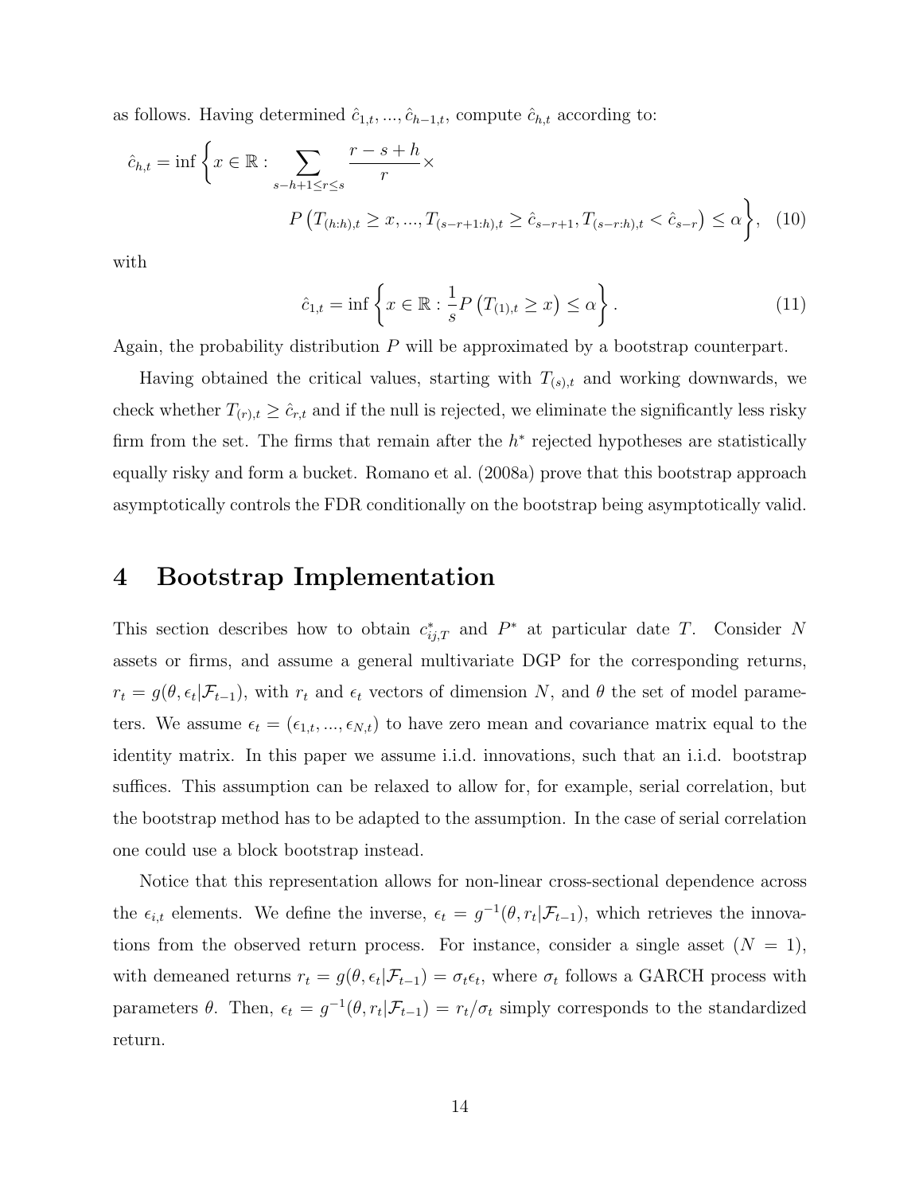as follows. Having determined $\hat{c}_{1,t}, ..., \hat{c}_{h-1,t}$, compute $\hat{c}_{h,t}$ according to:

$$\hat{c}_{h,t} = \inf \Bigg\{ x \in \mathbb{R} : \sum_{s-h+1 \leq r \leq s} \frac{r-s+h}{r} \times P\left(T_{(h:h),t} \geq x, ..., T_{(s-r+1:h),t} \geq \hat{c}_{s-r+1}, T_{(s-r:h),t} < \hat{c}_{s-r}\right) \leq \alpha \Bigg\}, \quad (10)$$

with

$$\hat{c}_{1,t} = \inf \left\{ x \in \mathbb{R} : \frac{1}{s} P\left(T_{(1),t} \geq x\right) \leq \alpha \right\}. \quad (11)$$

Again, the probability distribution $P$ will be approximated by a bootstrap counterpart.

Having obtained the critical values, starting with $T_{(s),t}$ and working downwards, we check whether $T_{(r),t} \geq \hat{c}_{r,t}$ and if the null is rejected, we eliminate the significantly less risky firm from the set. The firms that remain after the $h^*$ rejected hypotheses are statistically equally risky and form a bucket. Romano et al. (2008a) prove that this bootstrap approach asymptotically controls the FDR conditionally on the bootstrap being asymptotically valid.

# 4 Bootstrap Implementation

This section describes how to obtain $c^*_{ij,T}$ and $P^*$ at particular date $T$. Consider $N$ assets or firms, and assume a general multivariate DGP for the corresponding returns, $r_t = g(\theta, \epsilon_t|\mathcal{F}_{t-1})$, with $r_t$ and $\epsilon_t$ vectors of dimension $N$, and $\theta$ the set of model parameters. We assume $\epsilon_t = (\epsilon_{1,t}, ..., \epsilon_{N,t})$ to have zero mean and covariance matrix equal to the identity matrix. In this paper we assume i.i.d. innovations, such that an i.i.d. bootstrap suffices. This assumption can be relaxed to allow for, for example, serial correlation, but the bootstrap method has to be adapted to the assumption. In the case of serial correlation one could use a block bootstrap instead.

Notice that this representation allows for non-linear cross-sectional dependence across the $\epsilon_{i,t}$ elements. We define the inverse, $\epsilon_t = g^{-1}(\theta, r_t|\mathcal{F}_{t-1})$, which retrieves the innovations from the observed return process. For instance, consider a single asset ($N = 1$), with demeaned returns $r_t = g(\theta, \epsilon_t|\mathcal{F}_{t-1}) = \sigma_t\epsilon_t$, where $\sigma_t$ follows a GARCH process with parameters $\theta$. Then, $\epsilon_t = g^{-1}(\theta, r_t|\mathcal{F}_{t-1}) = r_t/\sigma_t$ simply corresponds to the standardized return.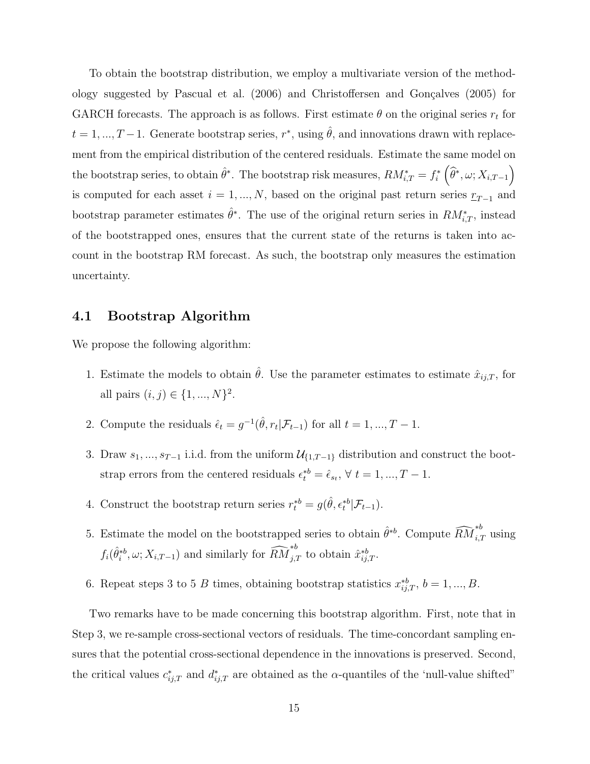To obtain the bootstrap distribution, we employ a multivariate version of the methodology suggested by Pascual et al. (2006) and Christoffersen and Gonçalves (2005) for GARCH forecasts. The approach is as follows. First estimate $\theta$ on the original series $r_t$ for $t = 1, ..., T-1$. Generate bootstrap series, $r^*$, using $\hat{\theta}$, and innovations drawn with replacement from the empirical distribution of the centered residuals. Estimate the same model on the bootstrap series, to obtain $\hat{\theta}^*$. The bootstrap risk measures, $RM^*_{i,T} = f^*_i\left(\widehat{\theta}^*, \omega; X_{i,T-1}\right)$ is computed for each asset $i = 1, ..., N$, based on the original past return series $\underline{r}_{T-1}$ and bootstrap parameter estimates $\hat{\theta}^*$. The use of the original return series in $RM^*_{i,T}$, instead of the bootstrapped ones, ensures that the current state of the returns is taken into account in the bootstrap RM forecast. As such, the bootstrap only measures the estimation uncertainty.

## 4.1 Bootstrap Algorithm

We propose the following algorithm:

1. Estimate the models to obtain $\hat{\theta}$. Use the parameter estimates to estimate $\hat{x}_{ij,T}$, for all pairs $(i, j) \in \{1, ..., N\}^2$.

2. Compute the residuals $\hat{\epsilon}_t = g^{-1}(\hat{\theta}, r_t|\mathcal{F}_{t-1})$ for all $t = 1, ..., T-1$.

3. Draw $s_1, ..., s_{T-1}$ i.i.d. from the uniform $\mathcal{U}_{\{1,T-1\}}$ distribution and construct the bootstrap errors from the centered residuals $\epsilon^{*b}_t = \hat{\epsilon}_{s_t}$, $\forall\ t = 1, ..., T-1$.

4. Construct the bootstrap return series $r^{*b}_t = g(\hat{\theta}, \epsilon^{*b}_t|\mathcal{F}_{t-1})$.

5. Estimate the model on the bootstrapped series to obtain $\hat{\theta}^{*b}$. Compute $\widehat{RM}^{*b}_{i,T}$ using $f_i(\hat{\theta}^{*b}_i, \omega; X_{i,T-1})$ and similarly for $\widehat{RM}^{*b}_{j,T}$ to obtain $\hat{x}^{*b}_{ij,T}$.

6. Repeat steps 3 to 5 $B$ times, obtaining bootstrap statistics $x^{*b}_{ij,T}$, $b = 1, ..., B$.

Two remarks have to be made concerning this bootstrap algorithm. First, note that in Step 3, we re-sample cross-sectional vectors of residuals. The time-concordant sampling ensures that the potential cross-sectional dependence in the innovations is preserved. Second, the critical values $c^*_{ij,T}$ and $d^*_{ij,T}$ are obtained as the $\alpha$-quantiles of the 'null-value shifted"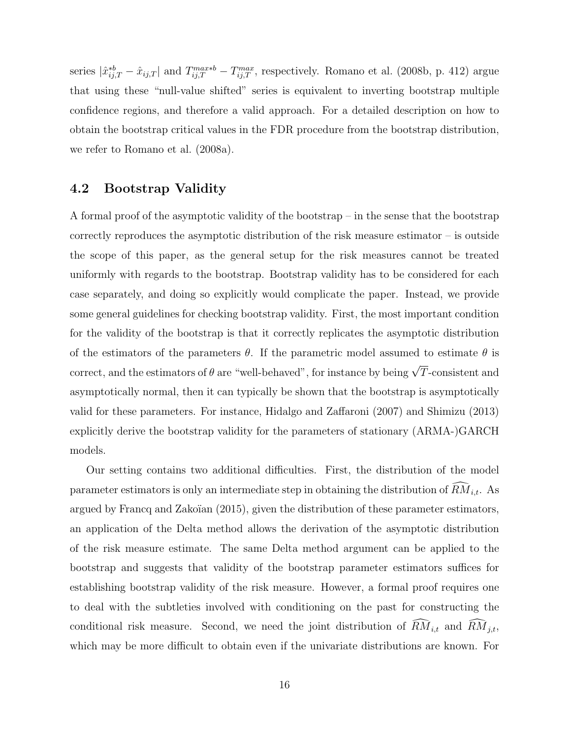series $|\hat{x}^{*b}_{ij,T} - \hat{x}_{ij,T}|$ and $T^{max*b}_{ij,T} - T^{max}_{ij,T}$, respectively. Romano et al. (2008b, p. 412) argue that using these "null-value shifted" series is equivalent to inverting bootstrap multiple confidence regions, and therefore a valid approach. For a detailed description on how to obtain the bootstrap critical values in the FDR procedure from the bootstrap distribution, we refer to Romano et al. (2008a).

## 4.2 Bootstrap Validity

A formal proof of the asymptotic validity of the bootstrap – in the sense that the bootstrap correctly reproduces the asymptotic distribution of the risk measure estimator – is outside the scope of this paper, as the general setup for the risk measures cannot be treated uniformly with regards to the bootstrap. Bootstrap validity has to be considered for each case separately, and doing so explicitly would complicate the paper. Instead, we provide some general guidelines for checking bootstrap validity. First, the most important condition for the validity of the bootstrap is that it correctly replicates the asymptotic distribution of the estimators of the parameters $\theta$. If the parametric model assumed to estimate $\theta$ is correct, and the estimators of $\theta$ are "well-behaved", for instance by being $\sqrt{T}$-consistent and asymptotically normal, then it can typically be shown that the bootstrap is asymptotically valid for these parameters. For instance, Hidalgo and Zaffaroni (2007) and Shimizu (2013) explicitly derive the bootstrap validity for the parameters of stationary (ARMA-)GARCH models.

Our setting contains two additional difficulties. First, the distribution of the model parameter estimators is only an intermediate step in obtaining the distribution of $\widehat{RM}_{i,t}$. As argued by Francq and Zakoïan (2015), given the distribution of these parameter estimators, an application of the Delta method allows the derivation of the asymptotic distribution of the risk measure estimate. The same Delta method argument can be applied to the bootstrap and suggests that validity of the bootstrap parameter estimators suffices for establishing bootstrap validity of the risk measure. However, a formal proof requires one to deal with the subtleties involved with conditioning on the past for constructing the conditional risk measure. Second, we need the joint distribution of $\widehat{RM}_{i,t}$ and $\widehat{RM}_{j,t}$, which may be more difficult to obtain even if the univariate distributions are known. For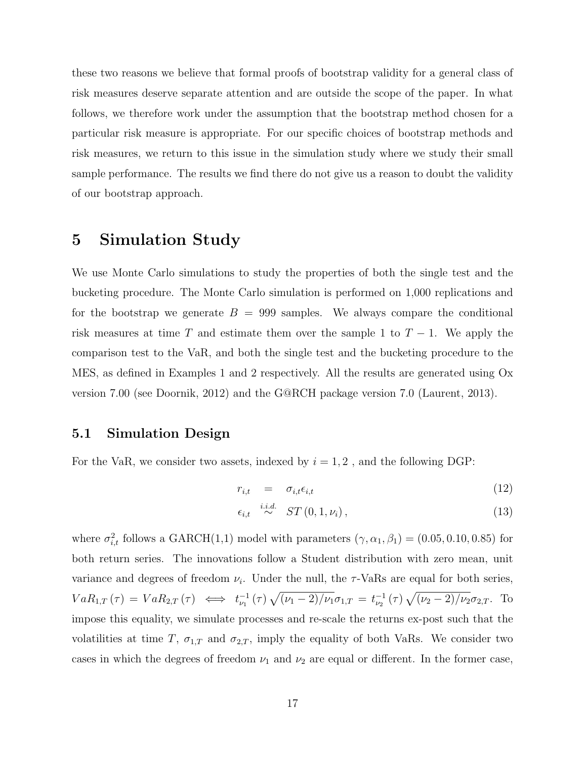these two reasons we believe that formal proofs of bootstrap validity for a general class of risk measures deserve separate attention and are outside the scope of the paper. In what follows, we therefore work under the assumption that the bootstrap method chosen for a particular risk measure is appropriate. For our specific choices of bootstrap methods and risk measures, we return to this issue in the simulation study where we study their small sample performance. The results we find there do not give us a reason to doubt the validity of our bootstrap approach.

# 5 Simulation Study

We use Monte Carlo simulations to study the properties of both the single test and the bucketing procedure. The Monte Carlo simulation is performed on 1,000 replications and for the bootstrap we generate $B = 999$ samples. We always compare the conditional risk measures at time $T$ and estimate them over the sample 1 to $T-1$. We apply the comparison test to the VaR, and both the single test and the bucketing procedure to the MES, as defined in Examples 1 and 2 respectively. All the results are generated using Ox version 7.00 (see Doornik, 2012) and the G@RCH package version 7.0 (Laurent, 2013).

## 5.1 Simulation Design

For the VaR, we consider two assets, indexed by $i = 1, 2$ , and the following DGP:

$$r_{i,t} = \sigma_{i,t}\epsilon_{i,t} \tag{12}$$

$$\epsilon_{i,t} \overset{i.i.d.}{\sim} ST\left(0, 1, \nu_i\right), \tag{13}$$

where $\sigma^2_{i,t}$ follows a GARCH(1,1) model with parameters $(\gamma, \alpha_1, \beta_1) = (0.05, 0.10, 0.85)$ for both return series. The innovations follow a Student distribution with zero mean, unit variance and degrees of freedom $\nu_i$. Under the null, the $\tau$-VaRs are equal for both series, $VaR_{1,T}(\tau) = VaR_{2,T}(\tau) \iff t^{-1}_{\nu_1}(\tau)\sqrt{(\nu_1-2)/\nu_1}\sigma_{1,T} = t^{-1}_{\nu_2}(\tau)\sqrt{(\nu_2-2)/\nu_2}\sigma_{2,T}$. To impose this equality, we simulate processes and re-scale the returns ex-post such that the volatilities at time $T$, $\sigma_{1,T}$ and $\sigma_{2,T}$, imply the equality of both VaRs. We consider two cases in which the degrees of freedom $\nu_1$ and $\nu_2$ are equal or different. In the former case,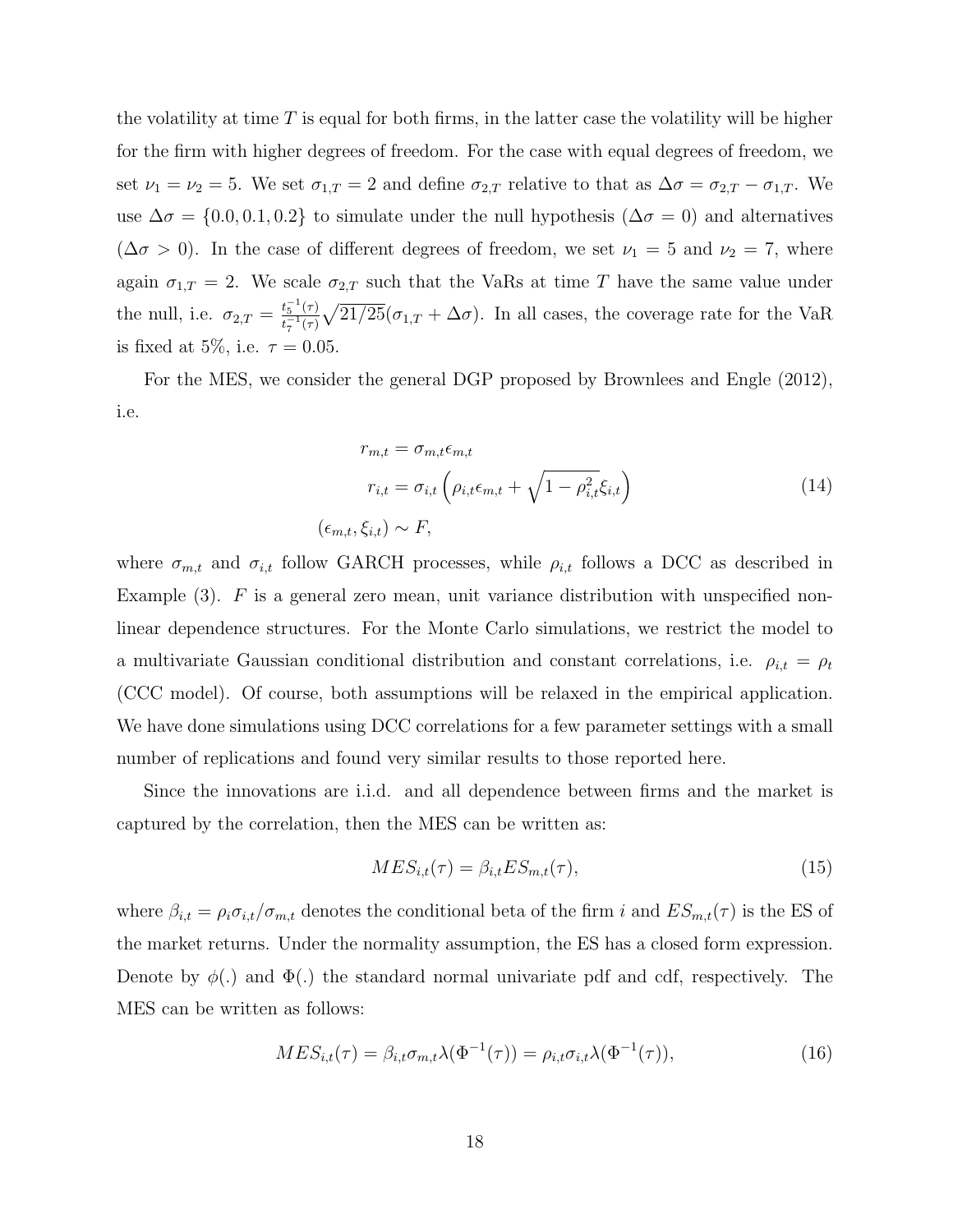the volatility at time $T$ is equal for both firms, in the latter case the volatility will be higher for the firm with higher degrees of freedom. For the case with equal degrees of freedom, we set $\nu_1 = \nu_2 = 5$. We set $\sigma_{1,T} = 2$ and define $\sigma_{2,T}$ relative to that as $\Delta\sigma = \sigma_{2,T} - \sigma_{1,T}$. We use $\Delta\sigma = \{0.0, 0.1, 0.2\}$ to simulate under the null hypothesis ($\Delta\sigma = 0$) and alternatives ($\Delta\sigma > 0$). In the case of different degrees of freedom, we set $\nu_1 = 5$ and $\nu_2 = 7$, where again $\sigma_{1,T} = 2$. We scale $\sigma_{2,T}$ such that the VaRs at time $T$ have the same value under the null, i.e. $\sigma_{2,T} = \frac{t_5^{-1}(\tau)}{t_7^{-1}(\tau)}\sqrt{21/25}(\sigma_{1,T} + \Delta\sigma)$. In all cases, the coverage rate for the VaR is fixed at 5%, i.e. $\tau = 0.05$.

For the MES, we consider the general DGP proposed by Brownlees and Engle (2012), i.e.

$$
\begin{aligned}
r_{m,t} &= \sigma_{m,t}\epsilon_{m,t} \\
r_{i,t} &= \sigma_{i,t}\left(\rho_{i,t}\epsilon_{m,t} + \sqrt{1-\rho_{i,t}^2}\xi_{i,t}\right) \\
(\epsilon_{m,t}, \xi_{i,t}) &\sim F,
\end{aligned}
\tag{14}
$$

where $\sigma_{m,t}$ and $\sigma_{i,t}$ follow GARCH processes, while $\rho_{i,t}$ follows a DCC as described in Example (3). $F$ is a general zero mean, unit variance distribution with unspecified non-linear dependence structures. For the Monte Carlo simulations, we restrict the model to a multivariate Gaussian conditional distribution and constant correlations, i.e. $\rho_{i,t} = \rho_t$ (CCC model). Of course, both assumptions will be relaxed in the empirical application. We have done simulations using DCC correlations for a few parameter settings with a small number of replications and found very similar results to those reported here.

Since the innovations are i.i.d. and all dependence between firms and the market is captured by the correlation, then the MES can be written as:

$$
MES_{i,t}(\tau) = \beta_{i,t} ES_{m,t}(\tau), \tag{15}
$$

where $\beta_{i,t} = \rho_i \sigma_{i,t}/\sigma_{m,t}$ denotes the conditional beta of the firm $i$ and $ES_{m,t}(\tau)$ is the ES of the market returns. Under the normality assumption, the ES has a closed form expression. Denote by $\phi(.)$ and $\Phi(.)$ the standard normal univariate pdf and cdf, respectively. The MES can be written as follows:

$$
MES_{i,t}(\tau) = \beta_{i,t}\sigma_{m,t}\lambda(\Phi^{-1}(\tau)) = \rho_{i,t}\sigma_{i,t}\lambda(\Phi^{-1}(\tau)), \tag{16}
$$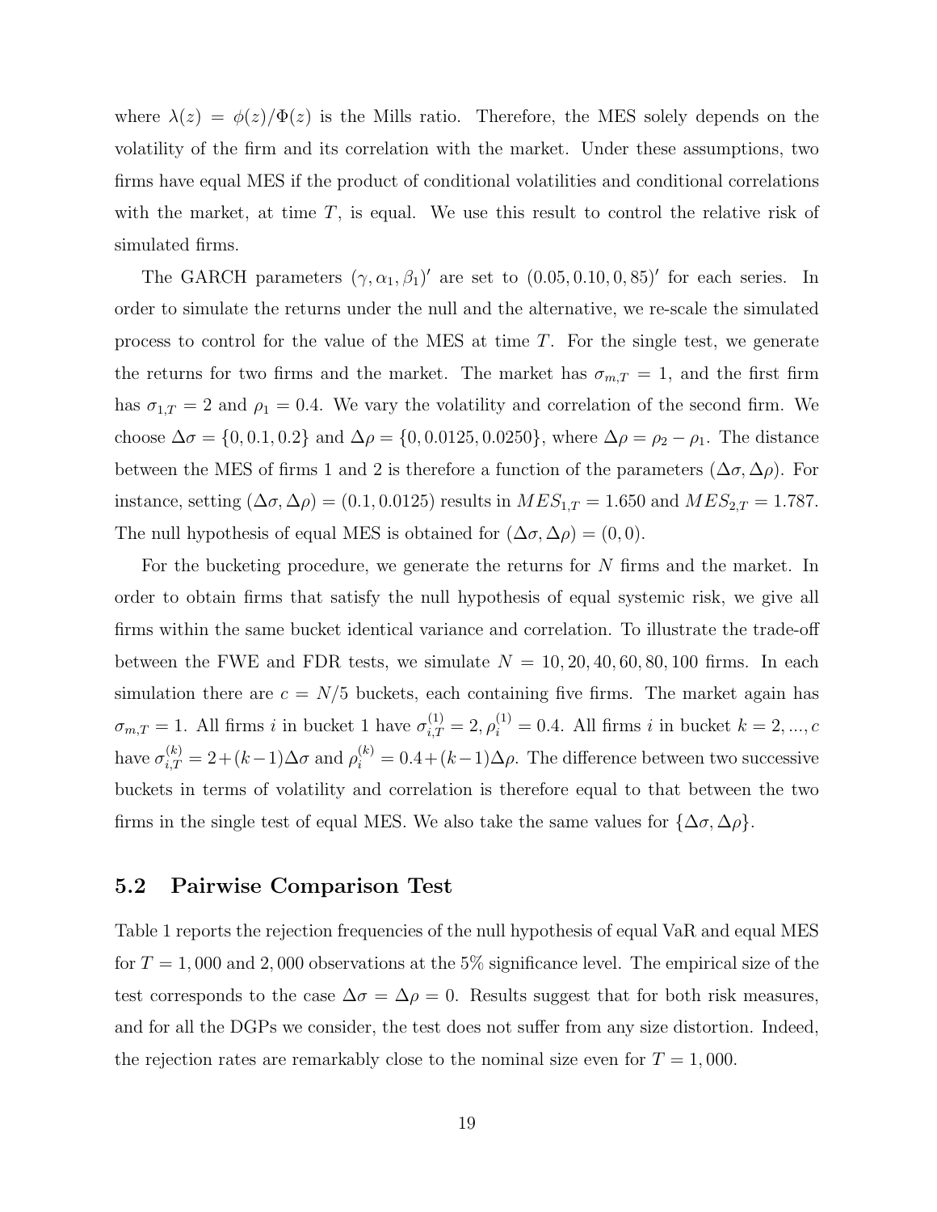where $\lambda(z) = \phi(z)/\Phi(z)$ is the Mills ratio. Therefore, the MES solely depends on the volatility of the firm and its correlation with the market. Under these assumptions, two firms have equal MES if the product of conditional volatilities and conditional correlations with the market, at time $T$, is equal. We use this result to control the relative risk of simulated firms.

The GARCH parameters $(\gamma, \alpha_1, \beta_1)'$ are set to $(0.05, 0.10, 0, 85)'$ for each series. In order to simulate the returns under the null and the alternative, we re-scale the simulated process to control for the value of the MES at time $T$. For the single test, we generate the returns for two firms and the market. The market has $\sigma_{m,T} = 1$, and the first firm has $\sigma_{1,T} = 2$ and $\rho_1 = 0.4$. We vary the volatility and correlation of the second firm. We choose $\Delta\sigma = \{0, 0.1, 0.2\}$ and $\Delta\rho = \{0, 0.0125, 0.0250\}$, where $\Delta\rho = \rho_2 - \rho_1$. The distance between the MES of firms 1 and 2 is therefore a function of the parameters $(\Delta\sigma, \Delta\rho)$. For instance, setting $(\Delta\sigma, \Delta\rho) = (0.1, 0.0125)$ results in $MES_{1,T} = 1.650$ and $MES_{2,T} = 1.787$. The null hypothesis of equal MES is obtained for $(\Delta\sigma, \Delta\rho) = (0, 0)$.

For the bucketing procedure, we generate the returns for $N$ firms and the market. In order to obtain firms that satisfy the null hypothesis of equal systemic risk, we give all firms within the same bucket identical variance and correlation. To illustrate the trade-off between the FWE and FDR tests, we simulate $N = 10, 20, 40, 60, 80, 100$ firms. In each simulation there are $c = N/5$ buckets, each containing five firms. The market again has $\sigma_{m,T} = 1$. All firms $i$ in bucket 1 have $\sigma_{i,T}^{(1)} = 2, \rho_i^{(1)} = 0.4$. All firms $i$ in bucket $k = 2, ..., c$ have $\sigma_{i,T}^{(k)} = 2 + (k-1)\Delta\sigma$ and $\rho_i^{(k)} = 0.4 + (k-1)\Delta\rho$. The difference between two successive buckets in terms of volatility and correlation is therefore equal to that between the two firms in the single test of equal MES. We also take the same values for $\{\Delta\sigma, \Delta\rho\}$.

## 5.2 Pairwise Comparison Test

Table 1 reports the rejection frequencies of the null hypothesis of equal VaR and equal MES for $T = 1,000$ and $2,000$ observations at the 5% significance level. The empirical size of the test corresponds to the case $\Delta\sigma = \Delta\rho = 0$. Results suggest that for both risk measures, and for all the DGPs we consider, the test does not suffer from any size distortion. Indeed, the rejection rates are remarkably close to the nominal size even for $T = 1,000$.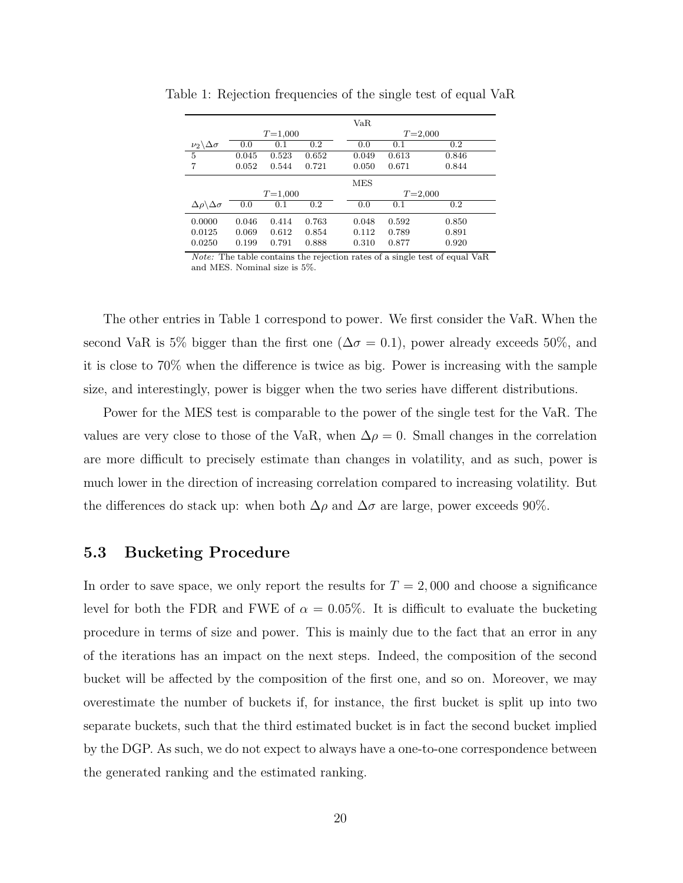Table 1: Rejection frequencies of the single test of equal VaR

| | VaR | | | | | |
|---|---|---|---|---|---|---|
| | $T$=1,000 | | | $T$=2,000 | | |
| $\nu_2\backslash\Delta\sigma$ | 0.0 | 0.1 | 0.2 | 0.0 | 0.1 | 0.2 |
| 5 | 0.045 | 0.523 | 0.652 | 0.049 | 0.613 | 0.846 |
| 7 | 0.052 | 0.544 | 0.721 | 0.050 | 0.671 | 0.844 |
| | MES | | | | | |
| | $T$=1,000 | | | $T$=2,000 | | |
| $\Delta\rho\backslash\Delta\sigma$ | 0.0 | 0.1 | 0.2 | 0.0 | 0.1 | 0.2 |
| 0.0000 | 0.046 | 0.414 | 0.763 | 0.048 | 0.592 | 0.850 |
| 0.0125 | 0.069 | 0.612 | 0.854 | 0.112 | 0.789 | 0.891 |
| 0.0250 | 0.199 | 0.791 | 0.888 | 0.310 | 0.877 | 0.920 |

*Note:* The table contains the rejection rates of a single test of equal VaR and MES. Nominal size is 5%.

The other entries in Table 1 correspond to power. We first consider the VaR. When the second VaR is 5% bigger than the first one ($\Delta\sigma = 0.1$), power already exceeds 50%, and it is close to 70% when the difference is twice as big. Power is increasing with the sample size, and interestingly, power is bigger when the two series have different distributions.

Power for the MES test is comparable to the power of the single test for the VaR. The values are very close to those of the VaR, when $\Delta\rho = 0$. Small changes in the correlation are more difficult to precisely estimate than changes in volatility, and as such, power is much lower in the direction of increasing correlation compared to increasing volatility. But the differences do stack up: when both $\Delta\rho$ and $\Delta\sigma$ are large, power exceeds 90%.

## 5.3 Bucketing Procedure

In order to save space, we only report the results for $T = 2,000$ and choose a significance level for both the FDR and FWE of $\alpha = 0.05\%$. It is difficult to evaluate the bucketing procedure in terms of size and power. This is mainly due to the fact that an error in any of the iterations has an impact on the next steps. Indeed, the composition of the second bucket will be affected by the composition of the first one, and so on. Moreover, we may overestimate the number of buckets if, for instance, the first bucket is split up into two separate buckets, such that the third estimated bucket is in fact the second bucket implied by the DGP. As such, we do not expect to always have a one-to-one correspondence between the generated ranking and the estimated ranking.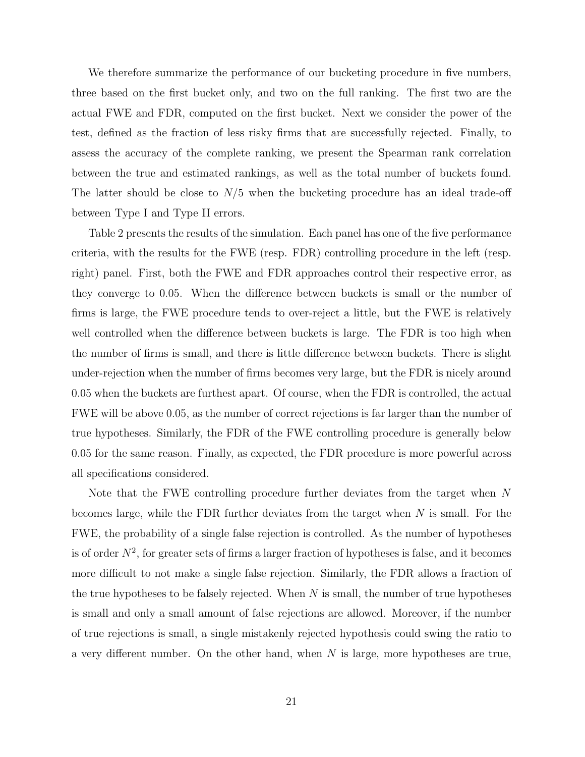We therefore summarize the performance of our bucketing procedure in five numbers, three based on the first bucket only, and two on the full ranking. The first two are the actual FWE and FDR, computed on the first bucket. Next we consider the power of the test, defined as the fraction of less risky firms that are successfully rejected. Finally, to assess the accuracy of the complete ranking, we present the Spearman rank correlation between the true and estimated rankings, as well as the total number of buckets found. The latter should be close to $N/5$ when the bucketing procedure has an ideal trade-off between Type I and Type II errors.

Table 2 presents the results of the simulation. Each panel has one of the five performance criteria, with the results for the FWE (resp. FDR) controlling procedure in the left (resp. right) panel. First, both the FWE and FDR approaches control their respective error, as they converge to 0.05. When the difference between buckets is small or the number of firms is large, the FWE procedure tends to over-reject a little, but the FWE is relatively well controlled when the difference between buckets is large. The FDR is too high when the number of firms is small, and there is little difference between buckets. There is slight under-rejection when the number of firms becomes very large, but the FDR is nicely around 0.05 when the buckets are furthest apart. Of course, when the FDR is controlled, the actual FWE will be above 0.05, as the number of correct rejections is far larger than the number of true hypotheses. Similarly, the FDR of the FWE controlling procedure is generally below 0.05 for the same reason. Finally, as expected, the FDR procedure is more powerful across all specifications considered.

Note that the FWE controlling procedure further deviates from the target when $N$ becomes large, while the FDR further deviates from the target when $N$ is small. For the FWE, the probability of a single false rejection is controlled. As the number of hypotheses is of order $N^2$, for greater sets of firms a larger fraction of hypotheses is false, and it becomes more difficult to not make a single false rejection. Similarly, the FDR allows a fraction of the true hypotheses to be falsely rejected. When $N$ is small, the number of true hypotheses is small and only a small amount of false rejections are allowed. Moreover, if the number of true rejections is small, a single mistakenly rejected hypothesis could swing the ratio to a very different number. On the other hand, when $N$ is large, more hypotheses are true,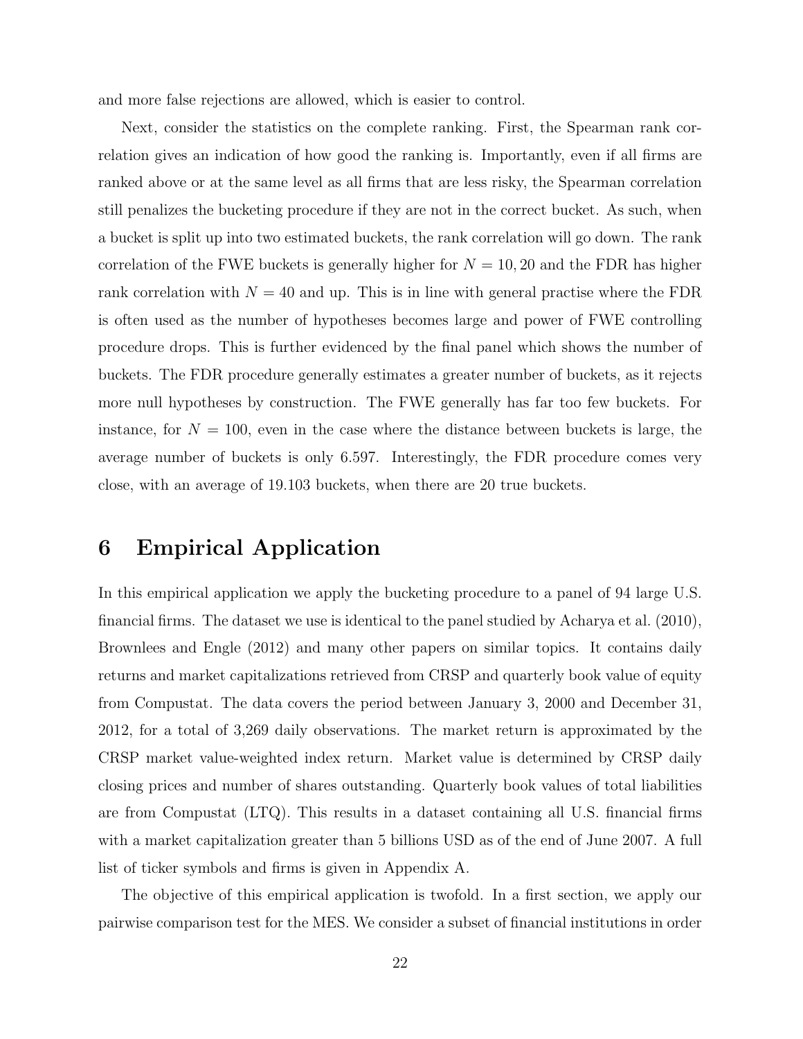and more false rejections are allowed, which is easier to control.

Next, consider the statistics on the complete ranking. First, the Spearman rank correlation gives an indication of how good the ranking is. Importantly, even if all firms are ranked above or at the same level as all firms that are less risky, the Spearman correlation still penalizes the bucketing procedure if they are not in the correct bucket. As such, when a bucket is split up into two estimated buckets, the rank correlation will go down. The rank correlation of the FWE buckets is generally higher for $N = 10, 20$ and the FDR has higher rank correlation with $N = 40$ and up. This is in line with general practise where the FDR is often used as the number of hypotheses becomes large and power of FWE controlling procedure drops. This is further evidenced by the final panel which shows the number of buckets. The FDR procedure generally estimates a greater number of buckets, as it rejects more null hypotheses by construction. The FWE generally has far too few buckets. For instance, for $N = 100$, even in the case where the distance between buckets is large, the average number of buckets is only 6.597. Interestingly, the FDR procedure comes very close, with an average of 19.103 buckets, when there are 20 true buckets.

# 6 Empirical Application

In this empirical application we apply the bucketing procedure to a panel of 94 large U.S. financial firms. The dataset we use is identical to the panel studied by Acharya et al. (2010), Brownlees and Engle (2012) and many other papers on similar topics. It contains daily returns and market capitalizations retrieved from CRSP and quarterly book value of equity from Compustat. The data covers the period between January 3, 2000 and December 31, 2012, for a total of 3,269 daily observations. The market return is approximated by the CRSP market value-weighted index return. Market value is determined by CRSP daily closing prices and number of shares outstanding. Quarterly book values of total liabilities are from Compustat (LTQ). This results in a dataset containing all U.S. financial firms with a market capitalization greater than 5 billions USD as of the end of June 2007. A full list of ticker symbols and firms is given in Appendix A.

The objective of this empirical application is twofold. In a first section, we apply our pairwise comparison test for the MES. We consider a subset of financial institutions in order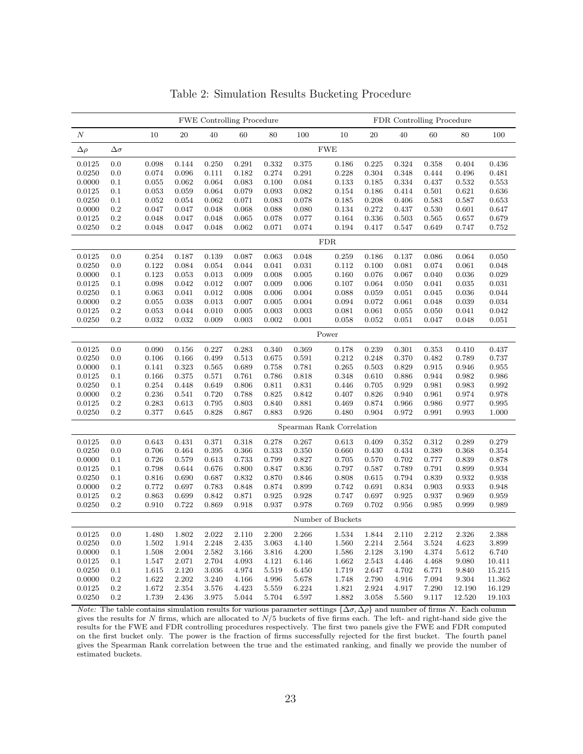# Table 2: Simulation Results Bucketing Procedure

| | | FWE Controlling Procedure | | | | | | FDR Controlling Procedure | | | | | |
|---|---|---|---|---|---|---|---|---|---|---|---|---|---|
| $N$ | | 10 | 20 | 40 | 60 | 80 | 100 | 10 | 20 | 40 | 60 | 80 | 100 |
| $\Delta\rho$ | $\Delta\sigma$ | | | | | | FWE | | | | | | |
| 0.0125 | 0.0 | 0.098 | 0.144 | 0.250 | 0.291 | 0.332 | 0.375 | 0.186 | 0.225 | 0.324 | 0.358 | 0.404 | 0.436 |
| 0.0250 | 0.0 | 0.074 | 0.096 | 0.111 | 0.182 | 0.274 | 0.291 | 0.228 | 0.304 | 0.348 | 0.444 | 0.496 | 0.481 |
| 0.0000 | 0.1 | 0.055 | 0.062 | 0.064 | 0.083 | 0.100 | 0.084 | 0.133 | 0.185 | 0.334 | 0.437 | 0.532 | 0.553 |
| 0.0125 | 0.1 | 0.053 | 0.059 | 0.064 | 0.079 | 0.093 | 0.082 | 0.154 | 0.186 | 0.414 | 0.501 | 0.621 | 0.636 |
| 0.0250 | 0.1 | 0.052 | 0.054 | 0.062 | 0.071 | 0.083 | 0.078 | 0.185 | 0.208 | 0.406 | 0.583 | 0.587 | 0.653 |
| 0.0000 | 0.2 | 0.047 | 0.047 | 0.048 | 0.068 | 0.088 | 0.080 | 0.134 | 0.272 | 0.437 | 0.530 | 0.601 | 0.647 |
| 0.0125 | 0.2 | 0.048 | 0.047 | 0.048 | 0.065 | 0.078 | 0.077 | 0.164 | 0.336 | 0.503 | 0.565 | 0.657 | 0.679 |
| 0.0250 | 0.2 | 0.048 | 0.047 | 0.048 | 0.062 | 0.071 | 0.074 | 0.194 | 0.417 | 0.547 | 0.649 | 0.747 | 0.752 |
| | | | | | | | FDR | | | | | | |
| 0.0125 | 0.0 | 0.254 | 0.187 | 0.139 | 0.087 | 0.063 | 0.048 | 0.259 | 0.186 | 0.137 | 0.086 | 0.064 | 0.050 |
| 0.0250 | 0.0 | 0.122 | 0.084 | 0.054 | 0.044 | 0.041 | 0.031 | 0.112 | 0.100 | 0.081 | 0.074 | 0.061 | 0.048 |
| 0.0000 | 0.1 | 0.123 | 0.053 | 0.013 | 0.009 | 0.008 | 0.005 | 0.160 | 0.076 | 0.067 | 0.040 | 0.036 | 0.029 |
| 0.0125 | 0.1 | 0.098 | 0.042 | 0.012 | 0.007 | 0.009 | 0.006 | 0.107 | 0.064 | 0.050 | 0.041 | 0.035 | 0.031 |
| 0.0250 | 0.1 | 0.063 | 0.041 | 0.012 | 0.008 | 0.006 | 0.004 | 0.088 | 0.059 | 0.051 | 0.045 | 0.036 | 0.044 |
| 0.0000 | 0.2 | 0.055 | 0.038 | 0.013 | 0.007 | 0.005 | 0.004 | 0.094 | 0.072 | 0.061 | 0.048 | 0.039 | 0.034 |
| 0.0125 | 0.2 | 0.053 | 0.044 | 0.010 | 0.005 | 0.003 | 0.003 | 0.081 | 0.061 | 0.055 | 0.050 | 0.041 | 0.042 |
| 0.0250 | 0.2 | 0.032 | 0.032 | 0.009 | 0.003 | 0.002 | 0.001 | 0.058 | 0.052 | 0.051 | 0.047 | 0.048 | 0.051 |
| | | | | | | | Power | | | | | | |
| 0.0125 | 0.0 | 0.090 | 0.156 | 0.227 | 0.283 | 0.340 | 0.369 | 0.178 | 0.239 | 0.301 | 0.353 | 0.410 | 0.437 |
| 0.0250 | 0.0 | 0.106 | 0.166 | 0.499 | 0.513 | 0.675 | 0.591 | 0.212 | 0.248 | 0.370 | 0.482 | 0.789 | 0.737 |
| 0.0000 | 0.1 | 0.141 | 0.323 | 0.565 | 0.689 | 0.758 | 0.781 | 0.265 | 0.503 | 0.829 | 0.915 | 0.946 | 0.955 |
| 0.0125 | 0.1 | 0.166 | 0.375 | 0.571 | 0.761 | 0.786 | 0.818 | 0.348 | 0.610 | 0.886 | 0.944 | 0.982 | 0.986 |
| 0.0250 | 0.1 | 0.254 | 0.448 | 0.649 | 0.806 | 0.811 | 0.831 | 0.446 | 0.705 | 0.929 | 0.981 | 0.983 | 0.992 |
| 0.0000 | 0.2 | 0.236 | 0.541 | 0.720 | 0.788 | 0.825 | 0.842 | 0.407 | 0.826 | 0.940 | 0.961 | 0.974 | 0.978 |
| 0.0125 | 0.2 | 0.283 | 0.613 | 0.795 | 0.803 | 0.840 | 0.881 | 0.469 | 0.874 | 0.966 | 0.986 | 0.977 | 0.995 |
| 0.0250 | 0.2 | 0.377 | 0.645 | 0.828 | 0.867 | 0.883 | 0.926 | 0.480 | 0.904 | 0.972 | 0.991 | 0.993 | 1.000 |
| | | | | | | | Spearman Rank Correlation | | | | | | |
| 0.0125 | 0.0 | 0.643 | 0.431 | 0.371 | 0.318 | 0.278 | 0.267 | 0.613 | 0.409 | 0.352 | 0.312 | 0.289 | 0.279 |
| 0.0250 | 0.0 | 0.706 | 0.464 | 0.395 | 0.366 | 0.333 | 0.350 | 0.660 | 0.430 | 0.434 | 0.389 | 0.368 | 0.354 |
| 0.0000 | 0.1 | 0.726 | 0.579 | 0.613 | 0.733 | 0.799 | 0.827 | 0.705 | 0.570 | 0.702 | 0.777 | 0.839 | 0.878 |
| 0.0125 | 0.1 | 0.798 | 0.644 | 0.676 | 0.800 | 0.847 | 0.836 | 0.797 | 0.587 | 0.789 | 0.791 | 0.899 | 0.934 |
| 0.0250 | 0.1 | 0.816 | 0.690 | 0.687 | 0.832 | 0.870 | 0.846 | 0.808 | 0.615 | 0.794 | 0.839 | 0.932 | 0.938 |
| 0.0000 | 0.2 | 0.772 | 0.697 | 0.783 | 0.848 | 0.874 | 0.899 | 0.742 | 0.691 | 0.834 | 0.903 | 0.933 | 0.948 |
| 0.0125 | 0.2 | 0.863 | 0.699 | 0.842 | 0.871 | 0.925 | 0.928 | 0.747 | 0.697 | 0.925 | 0.937 | 0.969 | 0.959 |
| 0.0250 | 0.2 | 0.910 | 0.722 | 0.869 | 0.918 | 0.937 | 0.978 | 0.769 | 0.702 | 0.956 | 0.985 | 0.999 | 0.989 |
| | | | | | | | Number of Buckets | | | | | | |
| 0.0125 | 0.0 | 1.480 | 1.802 | 2.022 | 2.110 | 2.200 | 2.266 | 1.534 | 1.844 | 2.110 | 2.212 | 2.326 | 2.388 |
| 0.0250 | 0.0 | 1.502 | 1.914 | 2.248 | 2.435 | 3.063 | 4.140 | 1.560 | 2.214 | 2.564 | 3.524 | 4.623 | 3.899 |
| 0.0000 | 0.1 | 1.508 | 2.004 | 2.582 | 3.166 | 3.816 | 4.200 | 1.586 | 2.128 | 3.190 | 4.374 | 5.612 | 6.740 |
| 0.0125 | 0.1 | 1.547 | 2.071 | 2.704 | 4.093 | 4.121 | 6.146 | 1.662 | 2.543 | 4.446 | 4.468 | 9.080 | 10.411 |
| 0.0250 | 0.1 | 1.615 | 2.120 | 3.036 | 4.974 | 5.519 | 6.450 | 1.719 | 2.647 | 4.702 | 6.771 | 9.840 | 15.215 |
| 0.0000 | 0.2 | 1.622 | 2.202 | 3.240 | 4.166 | 4.996 | 5.678 | 1.748 | 2.790 | 4.916 | 7.094 | 9.304 | 11.362 |
| 0.0125 | 0.2 | 1.672 | 2.354 | 3.576 | 4.423 | 5.559 | 6.224 | 1.821 | 2.924 | 4.917 | 7.290 | 12.190 | 16.129 |
| 0.0250 | 0.2 | 1.739 | 2.436 | 3.975 | 5.044 | 5.704 | 6.597 | 1.882 | 3.058 | 5.560 | 9.117 | 12.520 | 19.103 |

*Note:* The table contains simulation results for various parameter settings $\{\Delta\sigma, \Delta\rho\}$ and number of firms $N$. Each column gives the results for $N$ firms, which are allocated to $N/5$ buckets of five firms each. The left- and right-hand side give the results for the FWE and FDR controlling procedures respectively. The first two panels give the FWE and FDR computed on the first bucket only. The power is the fraction of firms successfully rejected for the first bucket. The fourth panel gives the Spearman Rank correlation between the true and the estimated ranking, and finally we provide the number of estimated buckets.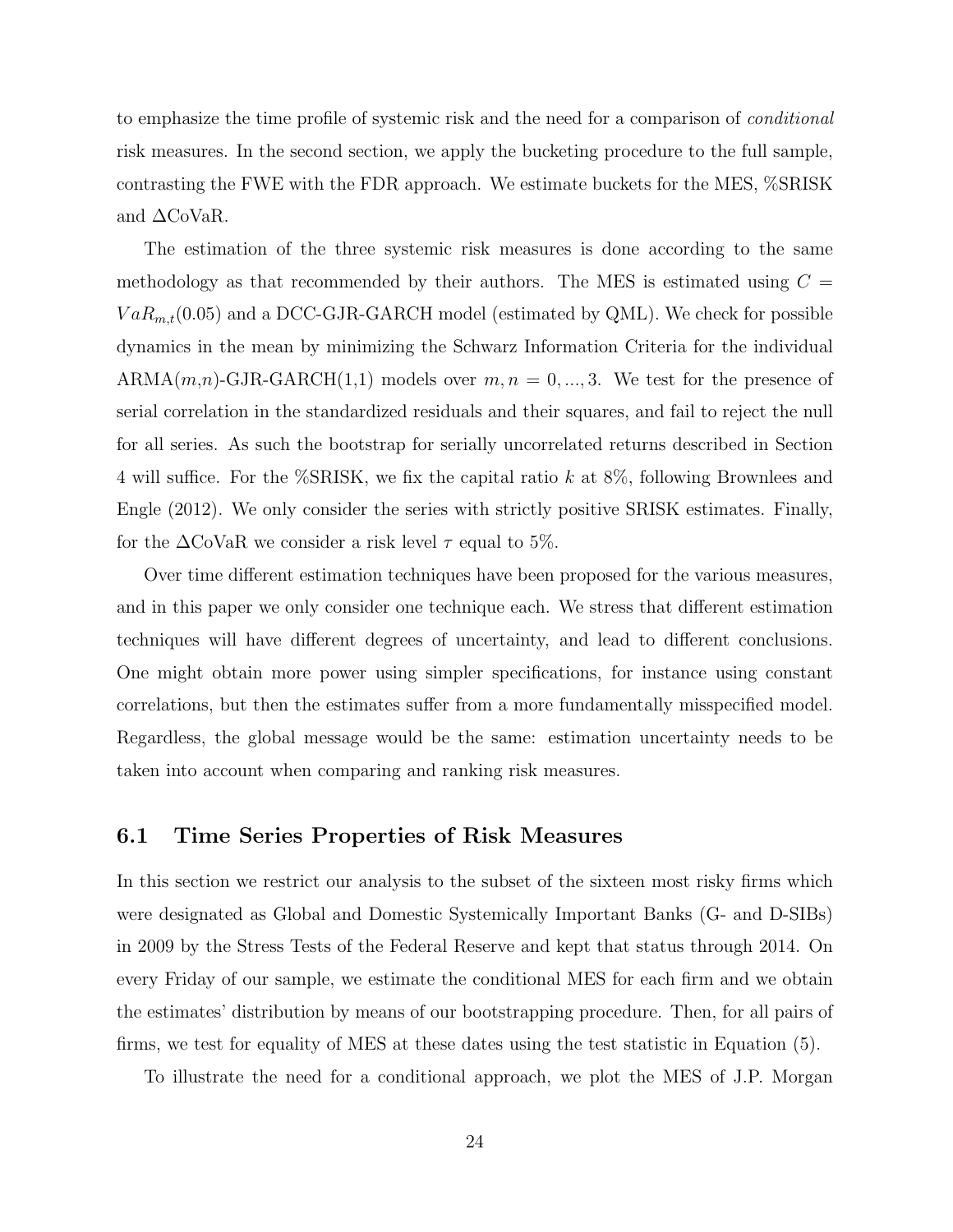to emphasize the time profile of systemic risk and the need for a comparison of *conditional* risk measures. In the second section, we apply the bucketing procedure to the full sample, contrasting the FWE with the FDR approach. We estimate buckets for the MES, %SRISK and $\Delta$CoVaR.

The estimation of the three systemic risk measures is done according to the same methodology as that recommended by their authors. The MES is estimated using $C = VaR_{m,t}(0.05)$ and a DCC-GJR-GARCH model (estimated by QML). We check for possible dynamics in the mean by minimizing the Schwarz Information Criteria for the individual ARMA($m$,$n$)-GJR-GARCH(1,1) models over $m, n = 0, ..., 3$. We test for the presence of serial correlation in the standardized residuals and their squares, and fail to reject the null for all series. As such the bootstrap for serially uncorrelated returns described in Section 4 will suffice. For the %SRISK, we fix the capital ratio $k$ at 8%, following Brownlees and Engle (2012). We only consider the series with strictly positive SRISK estimates. Finally, for the $\Delta$CoVaR we consider a risk level $\tau$ equal to 5%.

Over time different estimation techniques have been proposed for the various measures, and in this paper we only consider one technique each. We stress that different estimation techniques will have different degrees of uncertainty, and lead to different conclusions. One might obtain more power using simpler specifications, for instance using constant correlations, but then the estimates suffer from a more fundamentally misspecified model. Regardless, the global message would be the same: estimation uncertainty needs to be taken into account when comparing and ranking risk measures.

## 6.1 Time Series Properties of Risk Measures

In this section we restrict our analysis to the subset of the sixteen most risky firms which were designated as Global and Domestic Systemically Important Banks (G- and D-SIBs) in 2009 by the Stress Tests of the Federal Reserve and kept that status through 2014. On every Friday of our sample, we estimate the conditional MES for each firm and we obtain the estimates' distribution by means of our bootstrapping procedure. Then, for all pairs of firms, we test for equality of MES at these dates using the test statistic in Equation (5).

To illustrate the need for a conditional approach, we plot the MES of J.P. Morgan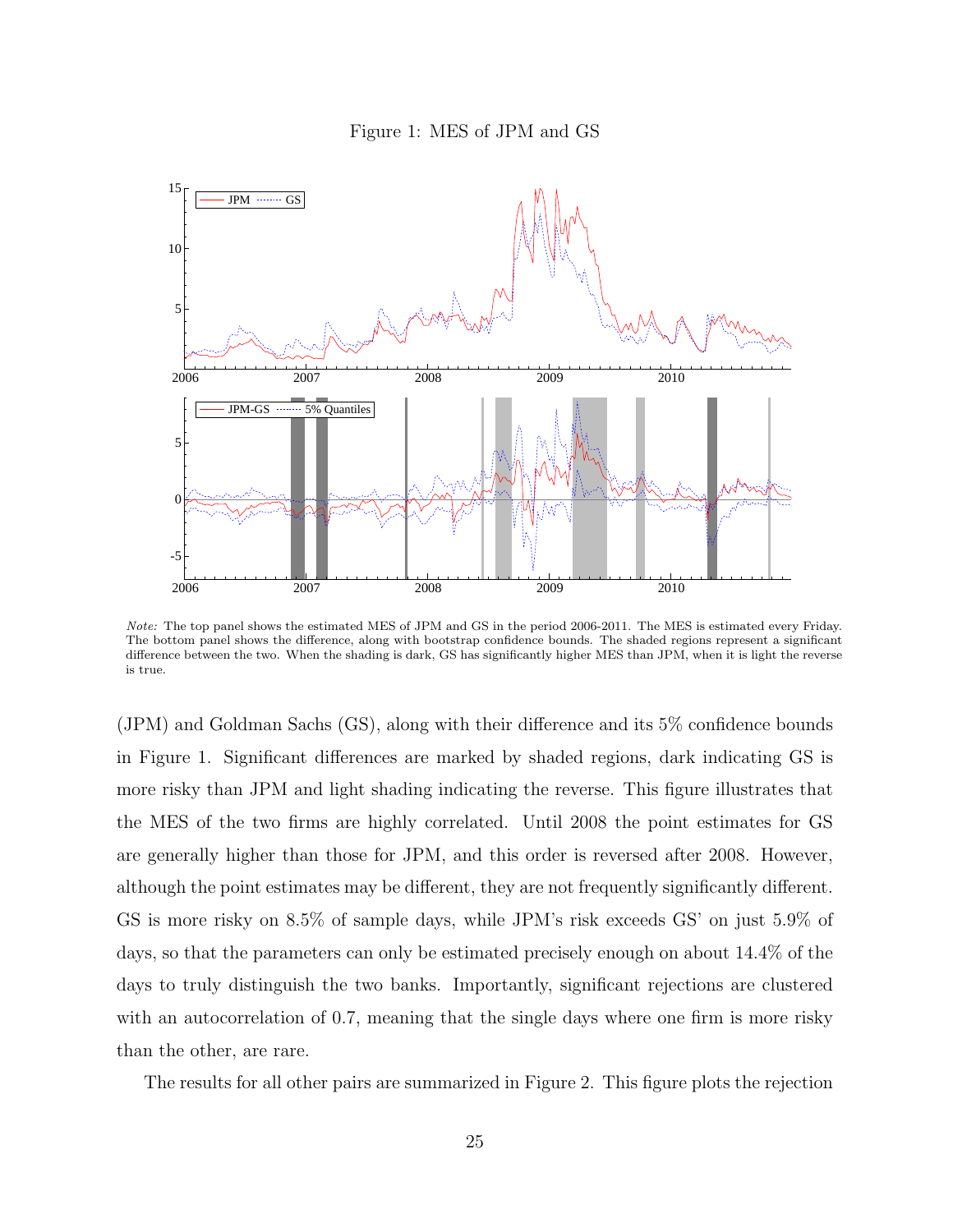Figure 1: MES of JPM and GS

*Note:* The top panel shows the estimated MES of JPM and GS in the period 2006-2011. The MES is estimated every Friday. The bottom panel shows the difference, along with bootstrap confidence bounds. The shaded regions represent a significant difference between the two. When the shading is dark, GS has significantly higher MES than JPM, when it is light the reverse is true.

(JPM) and Goldman Sachs (GS), along with their difference and its 5% confidence bounds in Figure 1. Significant differences are marked by shaded regions, dark indicating GS is more risky than JPM and light shading indicating the reverse. This figure illustrates that the MES of the two firms are highly correlated. Until 2008 the point estimates for GS are generally higher than those for JPM, and this order is reversed after 2008. However, although the point estimates may be different, they are not frequently significantly different. GS is more risky on 8.5% of sample days, while JPM's risk exceeds GS' on just 5.9% of days, so that the parameters can only be estimated precisely enough on about 14.4% of the days to truly distinguish the two banks. Importantly, significant rejections are clustered with an autocorrelation of 0.7, meaning that the single days where one firm is more risky than the other, are rare.

The results for all other pairs are summarized in Figure 2. This figure plots the rejection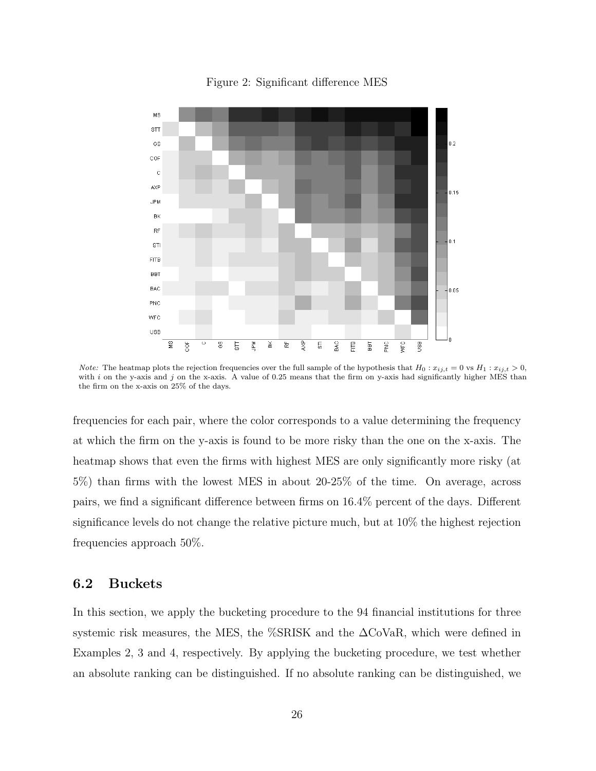Figure 2: Significant difference MES

*Note:* The heatmap plots the rejection frequencies over the full sample of the hypothesis that $H_0 : x_{ij,t} = 0$ vs $H_1 : x_{ij,t} > 0$, with $i$ on the y-axis and $j$ on the x-axis. A value of 0.25 means that the firm on y-axis had significantly higher MES than the firm on the x-axis on 25% of the days.

frequencies for each pair, where the color corresponds to a value determining the frequency at which the firm on the y-axis is found to be more risky than the one on the x-axis. The heatmap shows that even the firms with highest MES are only significantly more risky (at 5%) than firms with the lowest MES in about 20-25% of the time. On average, across pairs, we find a significant difference between firms on 16.4% percent of the days. Different significance levels do not change the relative picture much, but at 10% the highest rejection frequencies approach 50%.

## 6.2 Buckets

In this section, we apply the bucketing procedure to the 94 financial institutions for three systemic risk measures, the MES, the %SRISK and the ΔCoVaR, which were defined in Examples 2, 3 and 4, respectively. By applying the bucketing procedure, we test whether an absolute ranking can be distinguished. If no absolute ranking can be distinguished, we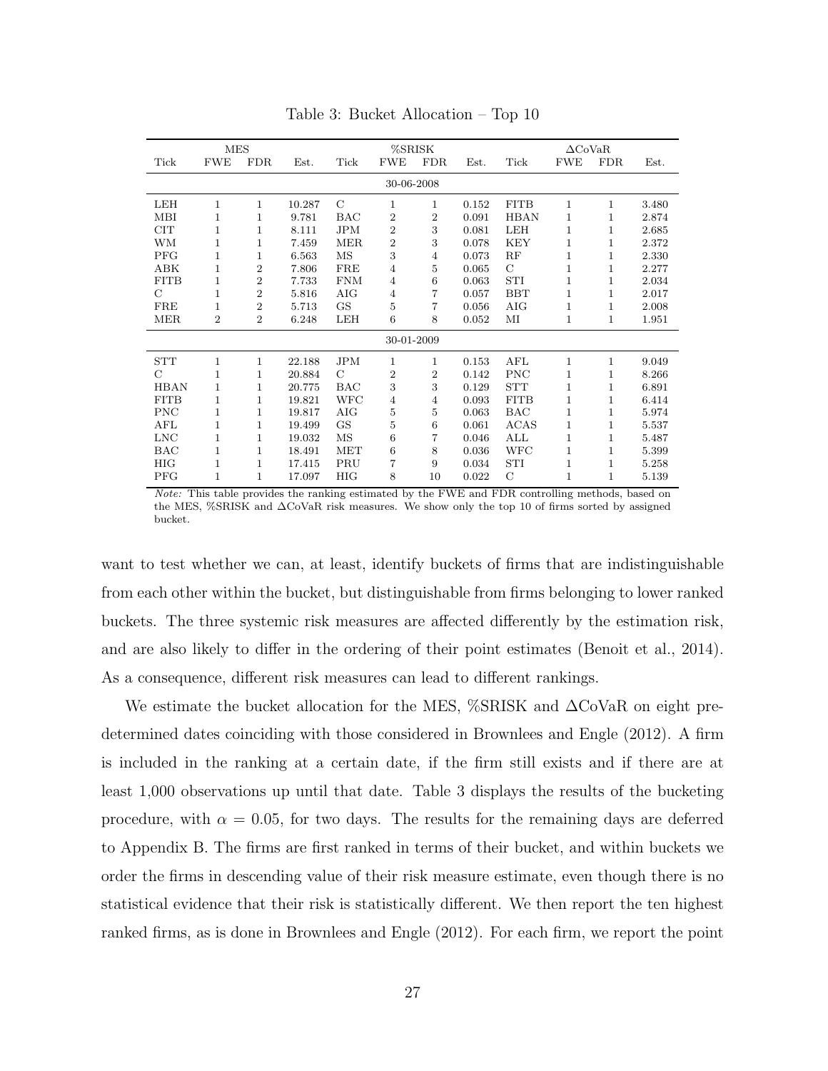Table 3: Bucket Allocation – Top 10

| MES | | | | %SRISK | | | | ΔCoVaR | | | |
|---|---|---|---|---|---|---|---|---|---|---|---|
| Tick | FWE | FDR | Est. | Tick | FWE | FDR | Est. | Tick | FWE | FDR | Est. |
| | | | | | 30-06-2008 | | | | | | |
| LEH | 1 | 1 | 10.287 | C | 1 | 1 | 0.152 | FITB | 1 | 1 | 3.480 |
| MBI | 1 | 1 | 9.781 | BAC | 2 | 2 | 0.091 | HBAN | 1 | 1 | 2.874 |
| CIT | 1 | 1 | 8.111 | JPM | 2 | 3 | 0.081 | LEH | 1 | 1 | 2.685 |
| WM | 1 | 1 | 7.459 | MER | 2 | 3 | 0.078 | KEY | 1 | 1 | 2.372 |
| PFG | 1 | 1 | 6.563 | MS | 3 | 4 | 0.073 | RF | 1 | 1 | 2.330 |
| ABK | 1 | 2 | 7.806 | FRE | 4 | 5 | 0.065 | C | 1 | 1 | 2.277 |
| FITB | 1 | 2 | 7.733 | FNM | 4 | 6 | 0.063 | STI | 1 | 1 | 2.034 |
| C | 1 | 2 | 5.816 | AIG | 4 | 7 | 0.057 | BBT | 1 | 1 | 2.017 |
| FRE | 1 | 2 | 5.713 | GS | 5 | 7 | 0.056 | AIG | 1 | 1 | 2.008 |
| MER | 2 | 2 | 6.248 | LEH | 6 | 8 | 0.052 | MI | 1 | 1 | 1.951 |
| | | | | | 30-01-2009 | | | | | | |
| STT | 1 | 1 | 22.188 | JPM | 1 | 1 | 0.153 | AFL | 1 | 1 | 9.049 |
| C | 1 | 1 | 20.884 | C | 2 | 2 | 0.142 | PNC | 1 | 1 | 8.266 |
| HBAN | 1 | 1 | 20.775 | BAC | 3 | 3 | 0.129 | STT | 1 | 1 | 6.891 |
| FITB | 1 | 1 | 19.821 | WFC | 4 | 4 | 0.093 | FITB | 1 | 1 | 6.414 |
| PNC | 1 | 1 | 19.817 | AIG | 5 | 5 | 0.063 | BAC | 1 | 1 | 5.974 |
| AFL | 1 | 1 | 19.499 | GS | 5 | 6 | 0.061 | ACAS | 1 | 1 | 5.537 |
| LNC | 1 | 1 | 19.032 | MS | 6 | 7 | 0.046 | ALL | 1 | 1 | 5.487 |
| BAC | 1 | 1 | 18.491 | MET | 6 | 8 | 0.036 | WFC | 1 | 1 | 5.399 |
| HIG | 1 | 1 | 17.415 | PRU | 7 | 9 | 0.034 | STI | 1 | 1 | 5.258 |
| PFG | 1 | 1 | 17.097 | HIG | 8 | 10 | 0.022 | C | 1 | 1 | 5.139 |

*Note:* This table provides the ranking estimated by the FWE and FDR controlling methods, based on the MES, %SRISK and ΔCoVaR risk measures. We show only the top 10 of firms sorted by assigned bucket.

want to test whether we can, at least, identify buckets of firms that are indistinguishable from each other within the bucket, but distinguishable from firms belonging to lower ranked buckets. The three systemic risk measures are affected differently by the estimation risk, and are also likely to differ in the ordering of their point estimates (Benoit et al., 2014). As a consequence, different risk measures can lead to different rankings.

We estimate the bucket allocation for the MES, %SRISK and ΔCoVaR on eight predetermined dates coinciding with those considered in Brownlees and Engle (2012). A firm is included in the ranking at a certain date, if the firm still exists and if there are at least 1,000 observations up until that date. Table 3 displays the results of the bucketing procedure, with $\alpha = 0.05$, for two days. The results for the remaining days are deferred to Appendix B. The firms are first ranked in terms of their bucket, and within buckets we order the firms in descending value of their risk measure estimate, even though there is no statistical evidence that their risk is statistically different. We then report the ten highest ranked firms, as is done in Brownlees and Engle (2012). For each firm, we report the point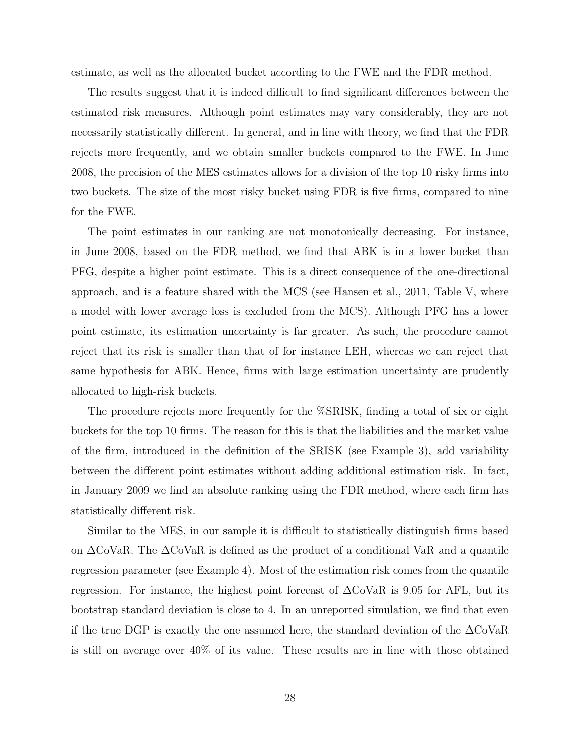estimate, as well as the allocated bucket according to the FWE and the FDR method.

The results suggest that it is indeed difficult to find significant differences between the estimated risk measures. Although point estimates may vary considerably, they are not necessarily statistically different. In general, and in line with theory, we find that the FDR rejects more frequently, and we obtain smaller buckets compared to the FWE. In June 2008, the precision of the MES estimates allows for a division of the top 10 risky firms into two buckets. The size of the most risky bucket using FDR is five firms, compared to nine for the FWE.

The point estimates in our ranking are not monotonically decreasing. For instance, in June 2008, based on the FDR method, we find that ABK is in a lower bucket than PFG, despite a higher point estimate. This is a direct consequence of the one-directional approach, and is a feature shared with the MCS (see Hansen et al., 2011, Table V, where a model with lower average loss is excluded from the MCS). Although PFG has a lower point estimate, its estimation uncertainty is far greater. As such, the procedure cannot reject that its risk is smaller than that of for instance LEH, whereas we can reject that same hypothesis for ABK. Hence, firms with large estimation uncertainty are prudently allocated to high-risk buckets.

The procedure rejects more frequently for the %SRISK, finding a total of six or eight buckets for the top 10 firms. The reason for this is that the liabilities and the market value of the firm, introduced in the definition of the SRISK (see Example 3), add variability between the different point estimates without adding additional estimation risk. In fact, in January 2009 we find an absolute ranking using the FDR method, where each firm has statistically different risk.

Similar to the MES, in our sample it is difficult to statistically distinguish firms based on $\Delta$CoVaR. The $\Delta$CoVaR is defined as the product of a conditional VaR and a quantile regression parameter (see Example 4). Most of the estimation risk comes from the quantile regression. For instance, the highest point forecast of $\Delta$CoVaR is 9.05 for AFL, but its bootstrap standard deviation is close to 4. In an unreported simulation, we find that even if the true DGP is exactly the one assumed here, the standard deviation of the $\Delta$CoVaR is still on average over 40% of its value. These results are in line with those obtained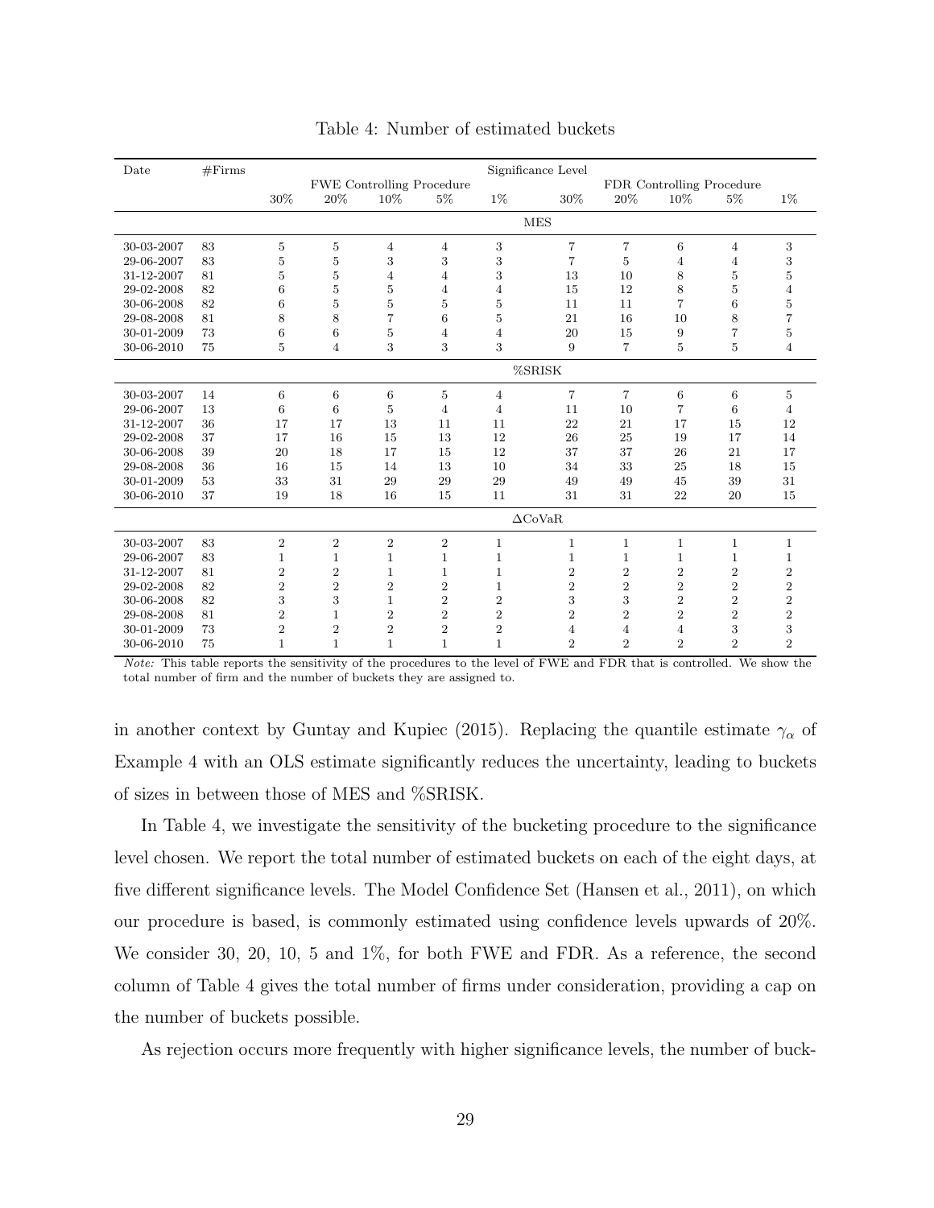Table 4: Number of estimated buckets

| Date | #Firms | Significance Level | | | | | | | | | |
|---|---|---|---|---|---|---|---|---|---|---|---|
| | | FWE Controlling Procedure | | | | | FDR Controlling Procedure | | | | |
| | | 30% | 20% | 10% | 5% | 1% | 30% | 20% | 10% | 5% | 1% |
| | | | | | | | MES | | | | |
| 30-03-2007 | 83 | 5 | 5 | 4 | 4 | 3 | 7 | 7 | 6 | 4 | 3 |
| 29-06-2007 | 83 | 5 | 5 | 3 | 3 | 3 | 7 | 5 | 4 | 4 | 3 |
| 31-12-2007 | 81 | 5 | 5 | 4 | 4 | 3 | 13 | 10 | 8 | 5 | 5 |
| 29-02-2008 | 82 | 6 | 5 | 5 | 4 | 4 | 15 | 12 | 8 | 5 | 4 |
| 30-06-2008 | 82 | 6 | 5 | 5 | 5 | 5 | 11 | 11 | 7 | 6 | 5 |
| 29-08-2008 | 81 | 8 | 8 | 7 | 6 | 5 | 21 | 16 | 10 | 8 | 7 |
| 30-01-2009 | 73 | 6 | 6 | 5 | 4 | 4 | 20 | 15 | 9 | 7 | 5 |
| 30-06-2010 | 75 | 5 | 4 | 3 | 3 | 3 | 9 | 7 | 5 | 5 | 4 |
| | | | | | | | %SRISK | | | | |
| 30-03-2007 | 14 | 6 | 6 | 6 | 5 | 4 | 7 | 7 | 6 | 6 | 5 |
| 29-06-2007 | 13 | 6 | 6 | 5 | 4 | 4 | 11 | 10 | 7 | 6 | 4 |
| 31-12-2007 | 36 | 17 | 17 | 13 | 11 | 11 | 22 | 21 | 17 | 15 | 12 |
| 29-02-2008 | 37 | 17 | 16 | 15 | 13 | 12 | 26 | 25 | 19 | 17 | 14 |
| 30-06-2008 | 39 | 20 | 18 | 17 | 15 | 12 | 37 | 37 | 26 | 21 | 17 |
| 29-08-2008 | 36 | 16 | 15 | 14 | 13 | 10 | 34 | 33 | 25 | 18 | 15 |
| 30-01-2009 | 53 | 33 | 31 | 29 | 29 | 29 | 49 | 49 | 45 | 39 | 31 |
| 30-06-2010 | 37 | 19 | 18 | 16 | 15 | 11 | 31 | 31 | 22 | 20 | 15 |
| | | | | | | | $\Delta$CoVaR | | | | |
| 30-03-2007 | 83 | 2 | 2 | 2 | 2 | 1 | 1 | 1 | 1 | 1 | 1 |
| 29-06-2007 | 83 | 1 | 1 | 1 | 1 | 1 | 1 | 1 | 1 | 1 | 1 |
| 31-12-2007 | 81 | 2 | 2 | 1 | 1 | 1 | 2 | 2 | 2 | 2 | 2 |
| 29-02-2008 | 82 | 2 | 2 | 2 | 2 | 1 | 2 | 2 | 2 | 2 | 2 |
| 30-06-2008 | 82 | 3 | 3 | 1 | 2 | 2 | 3 | 3 | 2 | 2 | 2 |
| 29-08-2008 | 81 | 2 | 1 | 2 | 2 | 2 | 2 | 2 | 2 | 2 | 2 |
| 30-01-2009 | 73 | 2 | 2 | 2 | 2 | 2 | 4 | 4 | 4 | 3 | 3 |
| 30-06-2010 | 75 | 1 | 1 | 1 | 1 | 1 | 2 | 2 | 2 | 2 | 2 |

*Note:* This table reports the sensitivity of the procedures to the level of FWE and FDR that is controlled. We show the total number of firm and the number of buckets they are assigned to.

in another context by Guntay and Kupiec (2015). Replacing the quantile estimate $\gamma_\alpha$ of Example 4 with an OLS estimate significantly reduces the uncertainty, leading to buckets of sizes in between those of MES and %SRISK.

In Table 4, we investigate the sensitivity of the bucketing procedure to the significance level chosen. We report the total number of estimated buckets on each of the eight days, at five different significance levels. The Model Confidence Set (Hansen et al., 2011), on which our procedure is based, is commonly estimated using confidence levels upwards of 20%. We consider 30, 20, 10, 5 and 1%, for both FWE and FDR. As a reference, the second column of Table 4 gives the total number of firms under consideration, providing a cap on the number of buckets possible.

As rejection occurs more frequently with higher significance levels, the number of buck-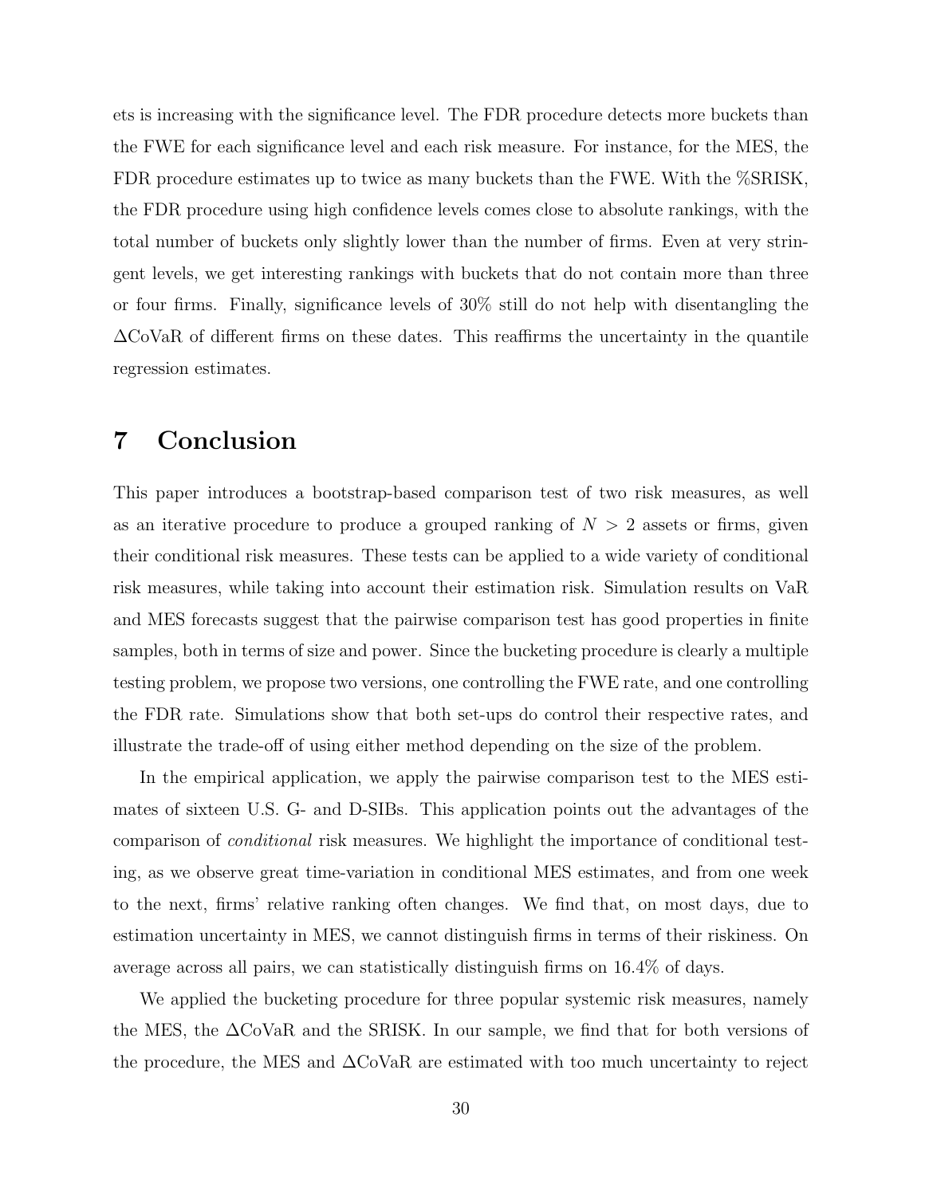ets is increasing with the significance level. The FDR procedure detects more buckets than the FWE for each significance level and each risk measure. For instance, for the MES, the FDR procedure estimates up to twice as many buckets than the FWE. With the %SRISK, the FDR procedure using high confidence levels comes close to absolute rankings, with the total number of buckets only slightly lower than the number of firms. Even at very stringent levels, we get interesting rankings with buckets that do not contain more than three or four firms. Finally, significance levels of 30% still do not help with disentangling the $\Delta$CoVaR of different firms on these dates. This reaffirms the uncertainty in the quantile regression estimates.

# 7 Conclusion

This paper introduces a bootstrap-based comparison test of two risk measures, as well as an iterative procedure to produce a grouped ranking of $N > 2$ assets or firms, given their conditional risk measures. These tests can be applied to a wide variety of conditional risk measures, while taking into account their estimation risk. Simulation results on VaR and MES forecasts suggest that the pairwise comparison test has good properties in finite samples, both in terms of size and power. Since the bucketing procedure is clearly a multiple testing problem, we propose two versions, one controlling the FWE rate, and one controlling the FDR rate. Simulations show that both set-ups do control their respective rates, and illustrate the trade-off of using either method depending on the size of the problem.

In the empirical application, we apply the pairwise comparison test to the MES estimates of sixteen U.S. G- and D-SIBs. This application points out the advantages of the comparison of *conditional* risk measures. We highlight the importance of conditional testing, as we observe great time-variation in conditional MES estimates, and from one week to the next, firms' relative ranking often changes. We find that, on most days, due to estimation uncertainty in MES, we cannot distinguish firms in terms of their riskiness. On average across all pairs, we can statistically distinguish firms on 16.4% of days.

We applied the bucketing procedure for three popular systemic risk measures, namely the MES, the $\Delta$CoVaR and the SRISK. In our sample, we find that for both versions of the procedure, the MES and $\Delta$CoVaR are estimated with too much uncertainty to reject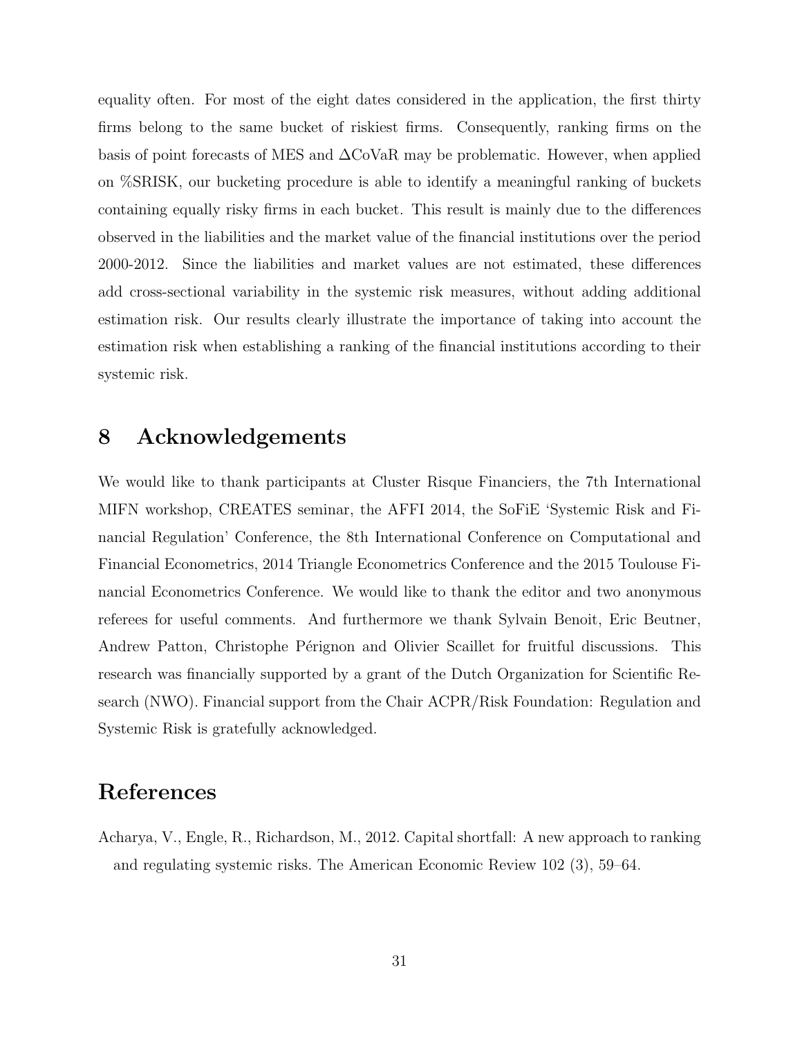equality often. For most of the eight dates considered in the application, the first thirty firms belong to the same bucket of riskiest firms. Consequently, ranking firms on the basis of point forecasts of MES and $\Delta$CoVaR may be problematic. However, when applied on %SRISK, our bucketing procedure is able to identify a meaningful ranking of buckets containing equally risky firms in each bucket. This result is mainly due to the differences observed in the liabilities and the market value of the financial institutions over the period 2000-2012. Since the liabilities and market values are not estimated, these differences add cross-sectional variability in the systemic risk measures, without adding additional estimation risk. Our results clearly illustrate the importance of taking into account the estimation risk when establishing a ranking of the financial institutions according to their systemic risk.

## 8 Acknowledgements

We would like to thank participants at Cluster Risque Financiers, the 7th International MIFN workshop, CREATES seminar, the AFFI 2014, the SoFiE 'Systemic Risk and Financial Regulation' Conference, the 8th International Conference on Computational and Financial Econometrics, 2014 Triangle Econometrics Conference and the 2015 Toulouse Financial Econometrics Conference. We would like to thank the editor and two anonymous referees for useful comments. And furthermore we thank Sylvain Benoit, Eric Beutner, Andrew Patton, Christophe Pérignon and Olivier Scaillet for fruitful discussions. This research was financially supported by a grant of the Dutch Organization for Scientific Research (NWO). Financial support from the Chair ACPR/Risk Foundation: Regulation and Systemic Risk is gratefully acknowledged.

## References

Acharya, V., Engle, R., Richardson, M., 2012. Capital shortfall: A new approach to ranking and regulating systemic risks. The American Economic Review 102 (3), 59–64.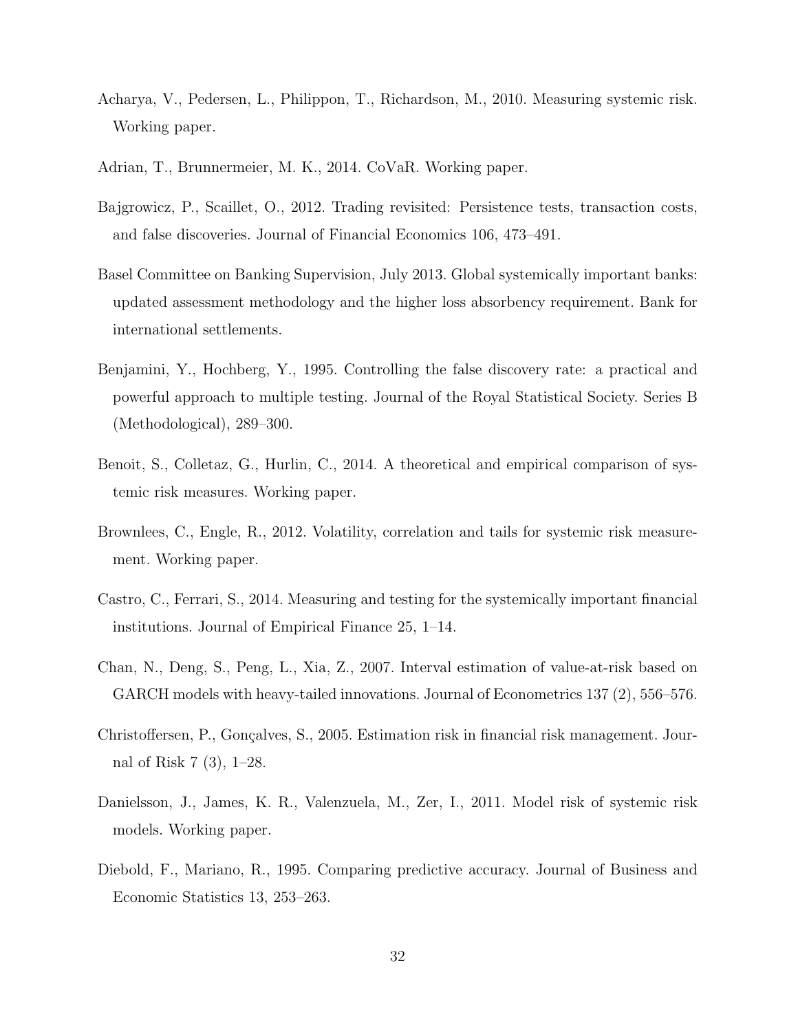Acharya, V., Pedersen, L., Philippon, T., Richardson, M., 2010. Measuring systemic risk. Working paper.

Adrian, T., Brunnermeier, M. K., 2014. CoVaR. Working paper.

Bajgrowicz, P., Scaillet, O., 2012. Trading revisited: Persistence tests, transaction costs, and false discoveries. Journal of Financial Economics 106, 473–491.

Basel Committee on Banking Supervision, July 2013. Global systemically important banks: updated assessment methodology and the higher loss absorbency requirement. Bank for international settlements.

Benjamini, Y., Hochberg, Y., 1995. Controlling the false discovery rate: a practical and powerful approach to multiple testing. Journal of the Royal Statistical Society. Series B (Methodological), 289–300.

Benoit, S., Colletaz, G., Hurlin, C., 2014. A theoretical and empirical comparison of systemic risk measures. Working paper.

Brownlees, C., Engle, R., 2012. Volatility, correlation and tails for systemic risk measurement. Working paper.

Castro, C., Ferrari, S., 2014. Measuring and testing for the systemically important financial institutions. Journal of Empirical Finance 25, 1–14.

Chan, N., Deng, S., Peng, L., Xia, Z., 2007. Interval estimation of value-at-risk based on GARCH models with heavy-tailed innovations. Journal of Econometrics 137 (2), 556–576.

Christoffersen, P., Gonçalves, S., 2005. Estimation risk in financial risk management. Journal of Risk 7 (3), 1–28.

Danielsson, J., James, K. R., Valenzuela, M., Zer, I., 2011. Model risk of systemic risk models. Working paper.

Diebold, F., Mariano, R., 1995. Comparing predictive accuracy. Journal of Business and Economic Statistics 13, 253–263.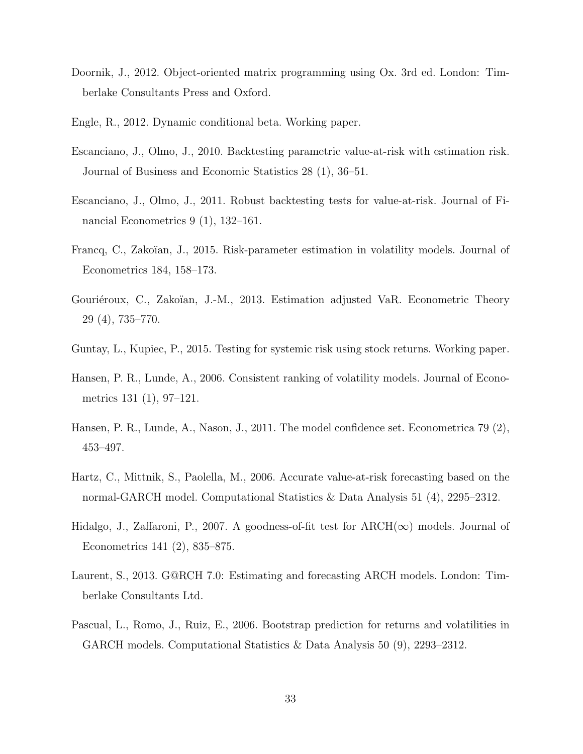Doornik, J., 2012. Object-oriented matrix programming using Ox. 3rd ed. London: Timberlake Consultants Press and Oxford.

Engle, R., 2012. Dynamic conditional beta. Working paper.

Escanciano, J., Olmo, J., 2010. Backtesting parametric value-at-risk with estimation risk. Journal of Business and Economic Statistics 28 (1), 36–51.

Escanciano, J., Olmo, J., 2011. Robust backtesting tests for value-at-risk. Journal of Financial Econometrics 9 (1), 132–161.

Francq, C., Zakoïan, J., 2015. Risk-parameter estimation in volatility models. Journal of Econometrics 184, 158–173.

Gouriéroux, C., Zakoïan, J.-M., 2013. Estimation adjusted VaR. Econometric Theory 29 (4), 735–770.

Guntay, L., Kupiec, P., 2015. Testing for systemic risk using stock returns. Working paper.

Hansen, P. R., Lunde, A., 2006. Consistent ranking of volatility models. Journal of Econometrics 131 (1), 97–121.

Hansen, P. R., Lunde, A., Nason, J., 2011. The model confidence set. Econometrica 79 (2), 453–497.

Hartz, C., Mittnik, S., Paolella, M., 2006. Accurate value-at-risk forecasting based on the normal-GARCH model. Computational Statistics & Data Analysis 51 (4), 2295–2312.

Hidalgo, J., Zaffaroni, P., 2007. A goodness-of-fit test for ARCH($\infty$) models. Journal of Econometrics 141 (2), 835–875.

Laurent, S., 2013. G@RCH 7.0: Estimating and forecasting ARCH models. London: Timberlake Consultants Ltd.

Pascual, L., Romo, J., Ruiz, E., 2006. Bootstrap prediction for returns and volatilities in GARCH models. Computational Statistics & Data Analysis 50 (9), 2293–2312.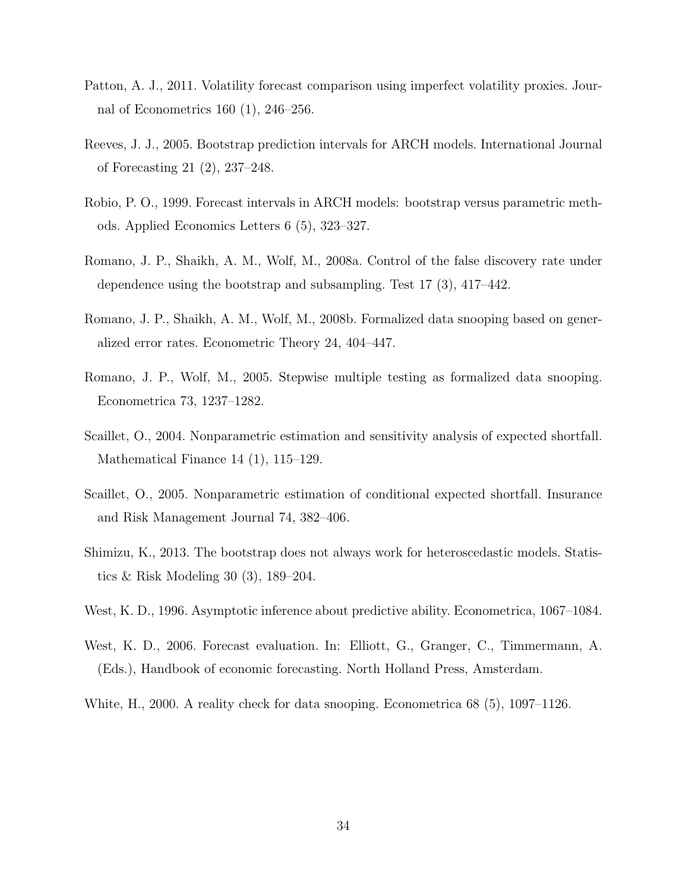Patton, A. J., 2011. Volatility forecast comparison using imperfect volatility proxies. Journal of Econometrics 160 (1), 246–256.

Reeves, J. J., 2005. Bootstrap prediction intervals for ARCH models. International Journal of Forecasting 21 (2), 237–248.

Robio, P. O., 1999. Forecast intervals in ARCH models: bootstrap versus parametric methods. Applied Economics Letters 6 (5), 323–327.

Romano, J. P., Shaikh, A. M., Wolf, M., 2008a. Control of the false discovery rate under dependence using the bootstrap and subsampling. Test 17 (3), 417–442.

Romano, J. P., Shaikh, A. M., Wolf, M., 2008b. Formalized data snooping based on generalized error rates. Econometric Theory 24, 404–447.

Romano, J. P., Wolf, M., 2005. Stepwise multiple testing as formalized data snooping. Econometrica 73, 1237–1282.

Scaillet, O., 2004. Nonparametric estimation and sensitivity analysis of expected shortfall. Mathematical Finance 14 (1), 115–129.

Scaillet, O., 2005. Nonparametric estimation of conditional expected shortfall. Insurance and Risk Management Journal 74, 382–406.

Shimizu, K., 2013. The bootstrap does not always work for heteroscedastic models. Statistics & Risk Modeling 30 (3), 189–204.

West, K. D., 1996. Asymptotic inference about predictive ability. Econometrica, 1067–1084.

West, K. D., 2006. Forecast evaluation. In: Elliott, G., Granger, C., Timmermann, A. (Eds.), Handbook of economic forecasting. North Holland Press, Amsterdam.

White, H., 2000. A reality check for data snooping. Econometrica 68 (5), 1097–1126.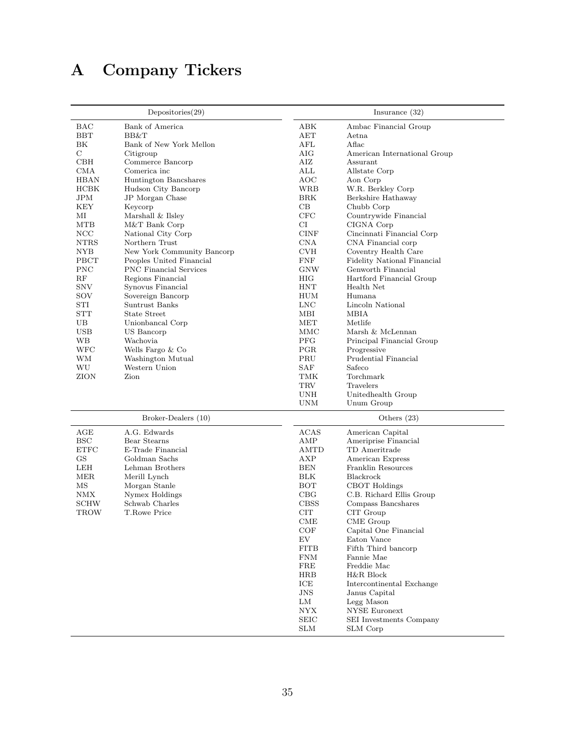# A Company Tickers

| Depositories(29) | | Insurance (32) | |
|---|---|---|---|
| BAC | Bank of America | ABK | Ambac Financial Group |
| BBT | BB&T | AET | Aetna |
| BK | Bank of New York Mellon | AFL | Aflac |
| C | Citigroup | AIG | American International Group |
| CBH | Commerce Bancorp | AIZ | Assurant |
| CMA | Comerica inc | ALL | Allstate Corp |
| HBAN | Huntington Bancshares | AOC | Aon Corp |
| HCBK | Hudson City Bancorp | WRB | W.R. Berkley Corp |
| JPM | JP Morgan Chase | BRK | Berkshire Hathaway |
| KEY | Keycorp | CB | Chubb Corp |
| MI | Marshall & Ilsley | CFC | Countrywide Financial |
| MTB | M&T Bank Corp | CI | CIGNA Corp |
| NCC | National City Corp | CINF | Cincinnati Financial Corp |
| NTRS | Northern Trust | CNA | CNA Financial corp |
| NYB | New York Community Bancorp | CVH | Coventry Health Care |
| PBCT | Peoples United Financial | FNF | Fidelity National Financial |
| PNC | PNC Financial Services | GNW | Genworth Financial |
| RF | Regions Financial | HIG | Hartford Financial Group |
| SNV | Synovus Financial | HNT | Health Net |
| SOV | Sovereign Bancorp | HUM | Humana |
| STI | Suntrust Banks | LNC | Lincoln National |
| STT | State Street | MBI | MBIA |
| UB | Unionbancal Corp | MET | Metlife |
| USB | US Bancorp | MMC | Marsh & McLennan |
| WB | Wachovia | PFG | Principal Financial Group |
| WFC | Wells Fargo & Co | PGR | Progressive |
| WM | Washington Mutual | PRU | Prudential Financial |
| WU | Western Union | SAF | Safeco |
| ZION | Zion | TMK | Torchmark |
| | | TRV | Travelers |
| | | UNH | Unitedhealth Group |
| | | UNM | Unum Group |

| Broker-Dealers (10) | | Others (23) | |
|---|---|---|---|
| AGE | A.G. Edwards | ACAS | American Capital |
| BSC | Bear Stearns | AMP | Ameriprise Financial |
| ETFC | E-Trade Financial | AMTD | TD Ameritrade |
| GS | Goldman Sachs | AXP | American Express |
| LEH | Lehman Brothers | BEN | Franklin Resources |
| MER | Merill Lynch | BLK | Blackrock |
| MS | Morgan Stanle | BOT | CBOT Holdings |
| NMX | Nymex Holdings | CBG | C.B. Richard Ellis Group |
| SCHW | Schwab Charles | CBSS | Compass Bancshares |
| TROW | T.Rowe Price | CIT | CIT Group |
| | | CME | CME Group |
| | | COF | Capital One Financial |
| | | EV | Eaton Vance |
| | | FITB | Fifth Third bancorp |
| | | FNM | Fannie Mae |
| | | FRE | Freddie Mac |
| | | HRB | H&R Block |
| | | ICE | Intercontinental Exchange |
| | | JNS | Janus Capital |
| | | LM | Legg Mason |
| | | NYX | NYSE Euronext |
| | | SEIC | SEI Investments Company |
| | | SLM | SLM Corp |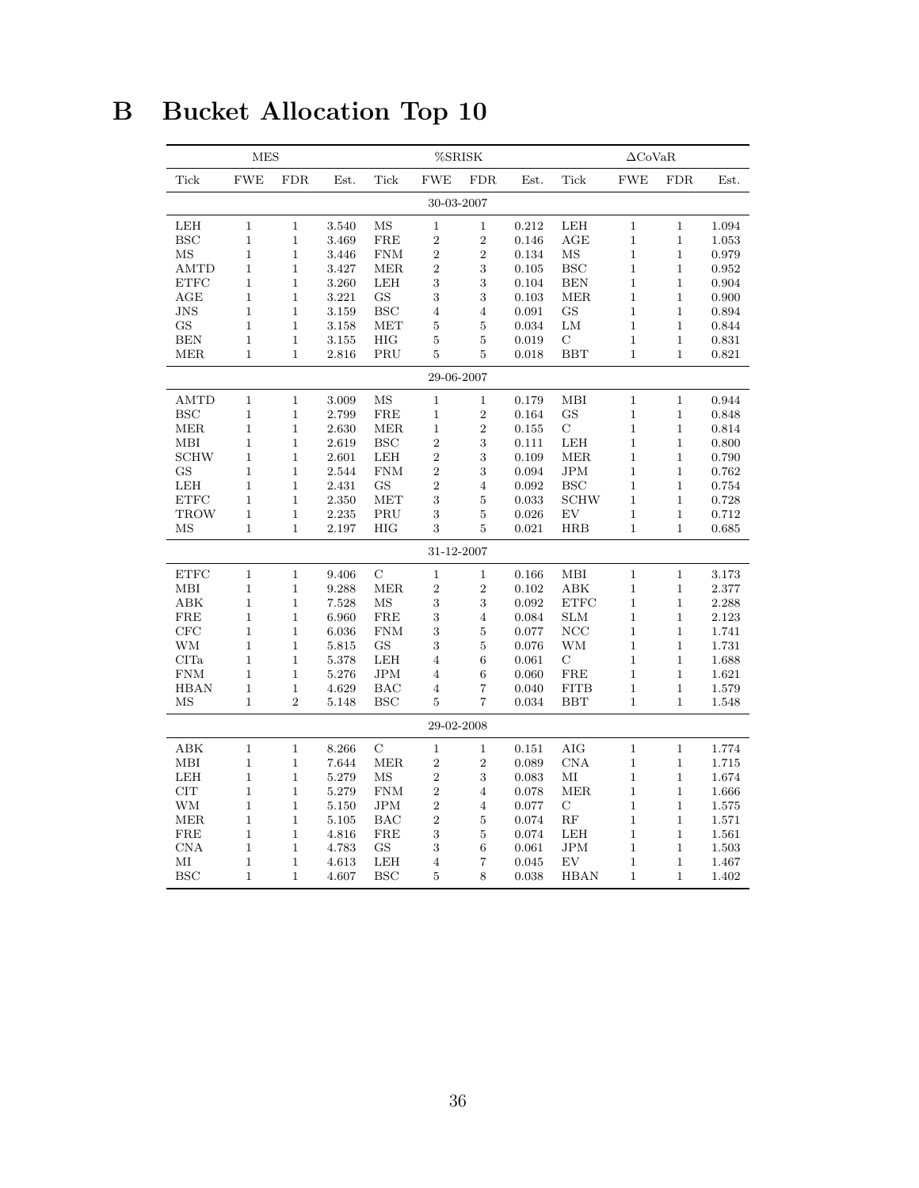# B Bucket Allocation Top 10

| MES | | | | %SRISK | | | | ΔCoVaR | | | |
|---|---|---|---|---|---|---|---|---|---|---|---|
| Tick | FWE | FDR | Est. | Tick | FWE | FDR | Est. | Tick | FWE | FDR | Est. |
| | | | | | 30-03-2007 | | | | | | |
| LEH | 1 | 1 | 3.540 | MS | 1 | 1 | 0.212 | LEH | 1 | 1 | 1.094 |
| BSC | 1 | 1 | 3.469 | FRE | 2 | 2 | 0.146 | AGE | 1 | 1 | 1.053 |
| MS | 1 | 1 | 3.446 | FNM | 2 | 2 | 0.134 | MS | 1 | 1 | 0.979 |
| AMTD | 1 | 1 | 3.427 | MER | 2 | 3 | 0.105 | BSC | 1 | 1 | 0.952 |
| ETFC | 1 | 1 | 3.260 | LEH | 3 | 3 | 0.104 | BEN | 1 | 1 | 0.904 |
| AGE | 1 | 1 | 3.221 | GS | 3 | 3 | 0.103 | MER | 1 | 1 | 0.900 |
| JNS | 1 | 1 | 3.159 | BSC | 4 | 4 | 0.091 | GS | 1 | 1 | 0.894 |
| GS | 1 | 1 | 3.158 | MET | 5 | 5 | 0.034 | LM | 1 | 1 | 0.844 |
| BEN | 1 | 1 | 3.155 | HIG | 5 | 5 | 0.019 | C | 1 | 1 | 0.831 |
| MER | 1 | 1 | 2.816 | PRU | 5 | 5 | 0.018 | BBT | 1 | 1 | 0.821 |
| | | | | | 29-06-2007 | | | | | | |
| AMTD | 1 | 1 | 3.009 | MS | 1 | 1 | 0.179 | MBI | 1 | 1 | 0.944 |
| BSC | 1 | 1 | 2.799 | FRE | 1 | 2 | 0.164 | GS | 1 | 1 | 0.848 |
| MER | 1 | 1 | 2.630 | MER | 1 | 2 | 0.155 | C | 1 | 1 | 0.814 |
| MBI | 1 | 1 | 2.619 | BSC | 2 | 3 | 0.111 | LEH | 1 | 1 | 0.800 |
| SCHW | 1 | 1 | 2.601 | LEH | 2 | 3 | 0.109 | MER | 1 | 1 | 0.790 |
| GS | 1 | 1 | 2.544 | FNM | 2 | 3 | 0.094 | JPM | 1 | 1 | 0.762 |
| LEH | 1 | 1 | 2.431 | GS | 2 | 4 | 0.092 | BSC | 1 | 1 | 0.754 |
| ETFC | 1 | 1 | 2.350 | MET | 3 | 5 | 0.033 | SCHW | 1 | 1 | 0.728 |
| TROW | 1 | 1 | 2.235 | PRU | 3 | 5 | 0.026 | EV | 1 | 1 | 0.712 |
| MS | 1 | 1 | 2.197 | HIG | 3 | 5 | 0.021 | HRB | 1 | 1 | 0.685 |
| | | | | | 31-12-2007 | | | | | | |
| ETFC | 1 | 1 | 9.406 | C | 1 | 1 | 0.166 | MBI | 1 | 1 | 3.173 |
| MBI | 1 | 1 | 9.288 | MER | 2 | 2 | 0.102 | ABK | 1 | 1 | 2.377 |
| ABK | 1 | 1 | 7.528 | MS | 3 | 3 | 0.092 | ETFC | 1 | 1 | 2.288 |
| FRE | 1 | 1 | 6.960 | FRE | 3 | 4 | 0.084 | SLM | 1 | 1 | 2.123 |
| CFC | 1 | 1 | 6.036 | FNM | 3 | 5 | 0.077 | NCC | 1 | 1 | 1.741 |
| WM | 1 | 1 | 5.815 | GS | 3 | 5 | 0.076 | WM | 1 | 1 | 1.731 |
| CITa | 1 | 1 | 5.378 | LEH | 4 | 6 | 0.061 | C | 1 | 1 | 1.688 |
| FNM | 1 | 1 | 5.276 | JPM | 4 | 6 | 0.060 | FRE | 1 | 1 | 1.621 |
| HBAN | 1 | 1 | 4.629 | BAC | 4 | 7 | 0.040 | FITB | 1 | 1 | 1.579 |
| MS | 1 | 2 | 5.148 | BSC | 5 | 7 | 0.034 | BBT | 1 | 1 | 1.548 |
| | | | | | 29-02-2008 | | | | | | |
| ABK | 1 | 1 | 8.266 | C | 1 | 1 | 0.151 | AIG | 1 | 1 | 1.774 |
| MBI | 1 | 1 | 7.644 | MER | 2 | 2 | 0.089 | CNA | 1 | 1 | 1.715 |
| LEH | 1 | 1 | 5.279 | MS | 2 | 3 | 0.083 | MI | 1 | 1 | 1.674 |
| CIT | 1 | 1 | 5.279 | FNM | 2 | 4 | 0.078 | MER | 1 | 1 | 1.666 |
| WM | 1 | 1 | 5.150 | JPM | 2 | 4 | 0.077 | C | 1 | 1 | 1.575 |
| MER | 1 | 1 | 5.105 | BAC | 2 | 5 | 0.074 | RF | 1 | 1 | 1.571 |
| FRE | 1 | 1 | 4.816 | FRE | 3 | 5 | 0.074 | LEH | 1 | 1 | 1.561 |
| CNA | 1 | 1 | 4.783 | GS | 3 | 6 | 0.061 | JPM | 1 | 1 | 1.503 |
| MI | 1 | 1 | 4.613 | LEH | 4 | 7 | 0.045 | EV | 1 | 1 | 1.467 |
| BSC | 1 | 1 | 4.607 | BSC | 5 | 8 | 0.038 | HBAN | 1 | 1 | 1.402 |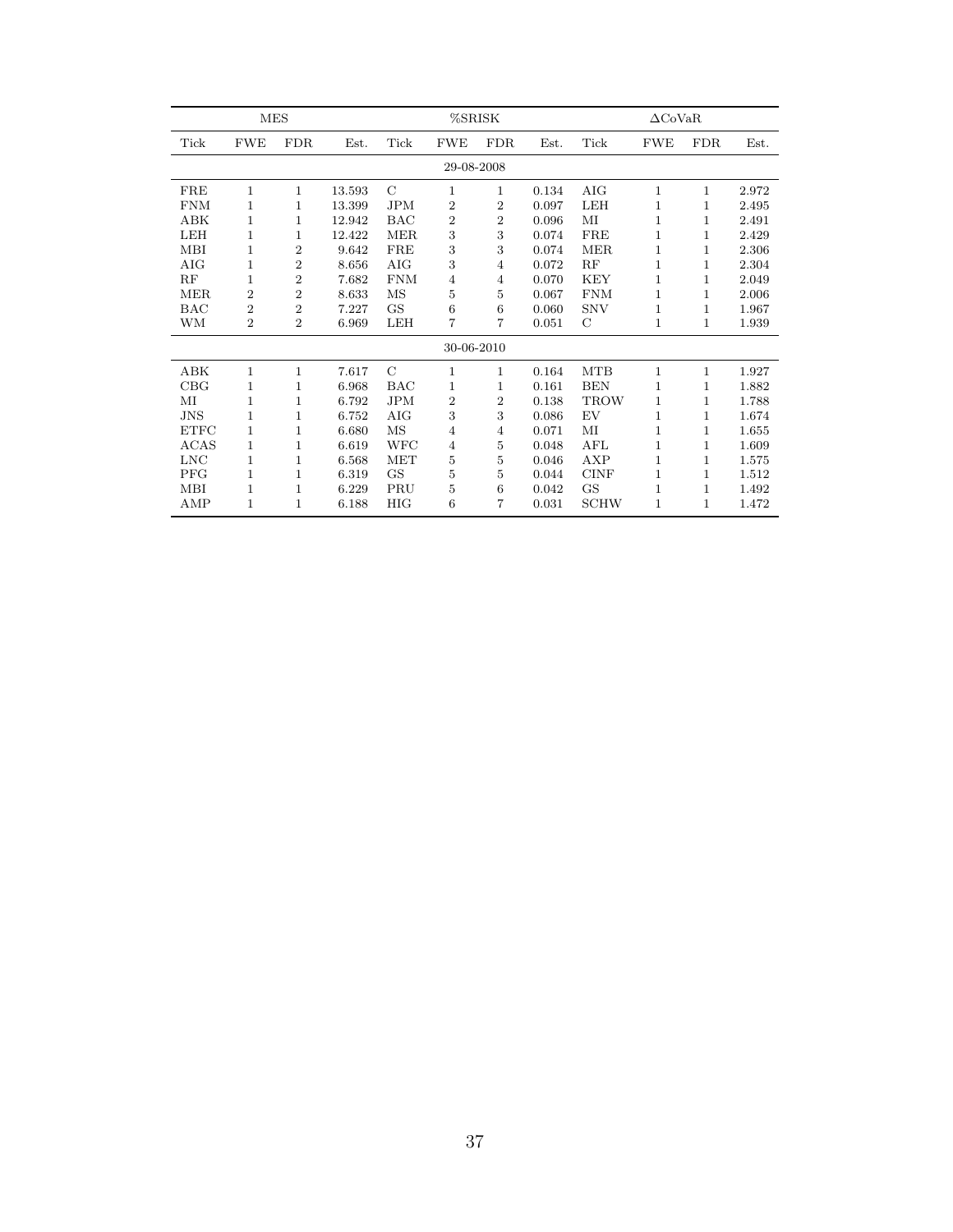| MES | | | | %SRISK | | | | ΔCoVaR | | | |
|---|---|---|---|---|---|---|---|---|---|---|---|
| Tick | FWE | FDR | Est. | Tick | FWE | FDR | Est. | Tick | FWE | FDR | Est. |
| | | | | 29-08-2008 | | | | | | | |
| FRE | 1 | 1 | 13.593 | C | 1 | 1 | 0.134 | AIG | 1 | 1 | 2.972 |
| FNM | 1 | 1 | 13.399 | JPM | 2 | 2 | 0.097 | LEH | 1 | 1 | 2.495 |
| ABK | 1 | 1 | 12.942 | BAC | 2 | 2 | 0.096 | MI | 1 | 1 | 2.491 |
| LEH | 1 | 1 | 12.422 | MER | 3 | 3 | 0.074 | FRE | 1 | 1 | 2.429 |
| MBI | 1 | 2 | 9.642 | FRE | 3 | 3 | 0.074 | MER | 1 | 1 | 2.306 |
| AIG | 1 | 2 | 8.656 | AIG | 3 | 4 | 0.072 | RF | 1 | 1 | 2.304 |
| RF | 1 | 2 | 7.682 | FNM | 4 | 4 | 0.070 | KEY | 1 | 1 | 2.049 |
| MER | 2 | 2 | 8.633 | MS | 5 | 5 | 0.067 | FNM | 1 | 1 | 2.006 |
| BAC | 2 | 2 | 7.227 | GS | 6 | 6 | 0.060 | SNV | 1 | 1 | 1.967 |
| WM | 2 | 2 | 6.969 | LEH | 7 | 7 | 0.051 | C | 1 | 1 | 1.939 |
| | | | | 30-06-2010 | | | | | | | |
| ABK | 1 | 1 | 7.617 | C | 1 | 1 | 0.164 | MTB | 1 | 1 | 1.927 |
| CBG | 1 | 1 | 6.968 | BAC | 1 | 1 | 0.161 | BEN | 1 | 1 | 1.882 |
| MI | 1 | 1 | 6.792 | JPM | 2 | 2 | 0.138 | TROW | 1 | 1 | 1.788 |
| JNS | 1 | 1 | 6.752 | AIG | 3 | 3 | 0.086 | EV | 1 | 1 | 1.674 |
| ETFC | 1 | 1 | 6.680 | MS | 4 | 4 | 0.071 | MI | 1 | 1 | 1.655 |
| ACAS | 1 | 1 | 6.619 | WFC | 4 | 5 | 0.048 | AFL | 1 | 1 | 1.609 |
| LNC | 1 | 1 | 6.568 | MET | 5 | 5 | 0.046 | AXP | 1 | 1 | 1.575 |
| PFG | 1 | 1 | 6.319 | GS | 5 | 5 | 0.044 | CINF | 1 | 1 | 1.512 |
| MBI | 1 | 1 | 6.229 | PRU | 5 | 6 | 0.042 | GS | 1 | 1 | 1.492 |
| AMP | 1 | 1 | 6.188 | HIG | 6 | 7 | 0.031 | SCHW | 1 | 1 | 1.472 |